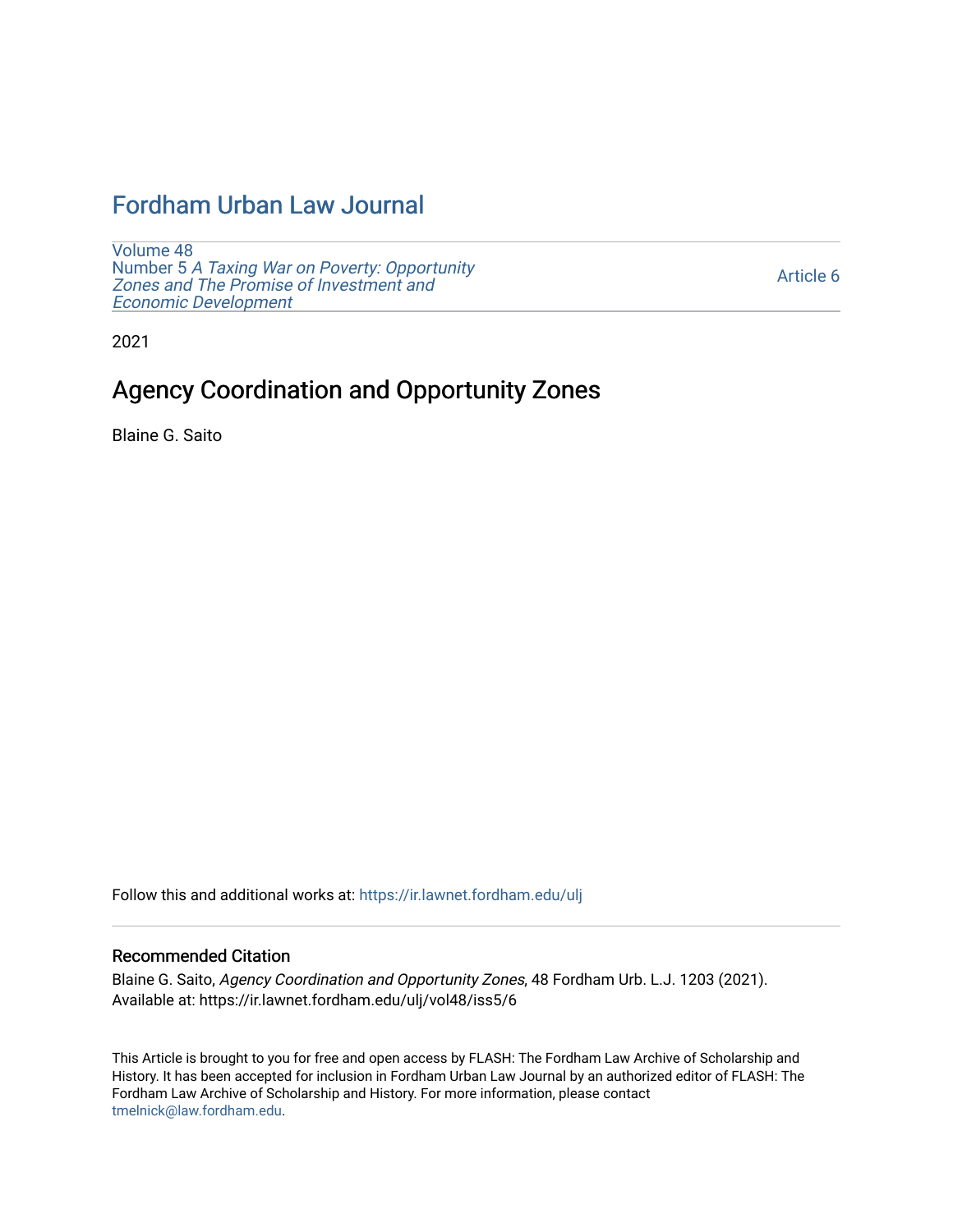# Fordham Urban Law Journal

Volume 48
Number 5 *A Taxing War on Poverty: Opportunity Zones and The Promise of Investment and Economic Development*

Article 6

2021

## Agency Coordination and Opportunity Zones

Blaine G. Saito

Follow this and additional works at: https://ir.lawnet.fordham.edu/ulj

### Recommended Citation

Blaine G. Saito, *Agency Coordination and Opportunity Zones*, 48 Fordham Urb. L.J. 1203 (2021).
Available at: https://ir.lawnet.fordham.edu/ulj/vol48/iss5/6

This Article is brought to you for free and open access by FLASH: The Fordham Law Archive of Scholarship and History. It has been accepted for inclusion in Fordham Urban Law Journal by an authorized editor of FLASH: The Fordham Law Archive of Scholarship and History. For more information, please contact tmelnick@law.fordham.edu.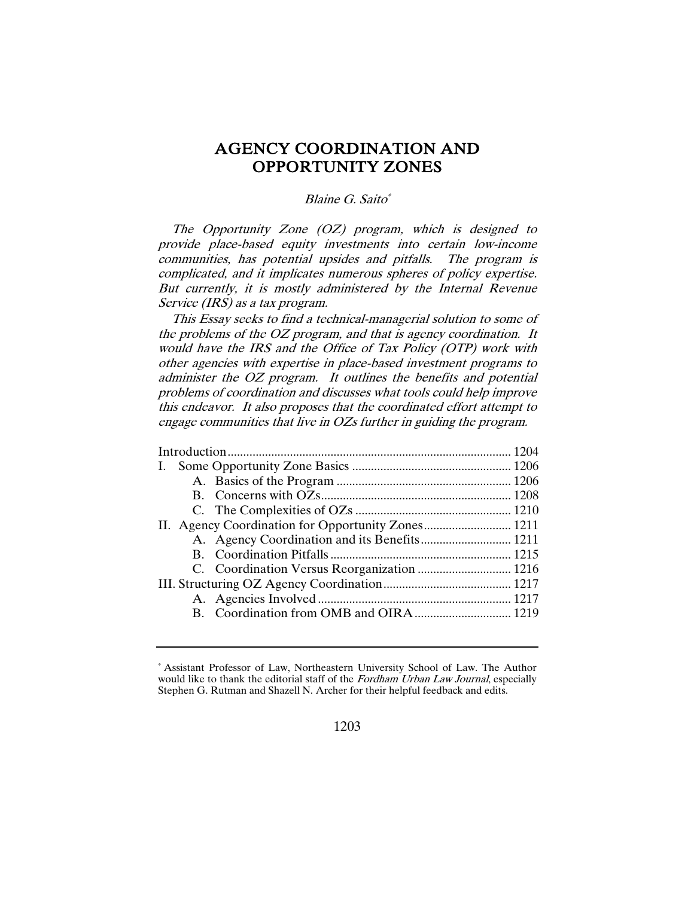# AGENCY COORDINATION AND OPPORTUNITY ZONES

*Blaine G. Saito*[*]

*The Opportunity Zone (OZ) program, which is designed to provide place-based equity investments into certain low-income communities, has potential upsides and pitfalls. The program is complicated, and it implicates numerous spheres of policy expertise. But currently, it is mostly administered by the Internal Revenue Service (IRS) as a tax program.*

*This Essay seeks to find a technical-managerial solution to some of the problems of the OZ program, and that is agency coordination. It would have the IRS and the Office of Tax Policy (OTP) work with other agencies with expertise in place-based investment programs to administer the OZ program. It outlines the benefits and potential problems of coordination and discusses what tools could help improve this endeavor. It also proposes that the coordinated effort attempt to engage communities that live in OZs further in guiding the program.*

| | |
|---|---|
| Introduction | 1204 |
| I. Some Opportunity Zone Basics | 1206 |
| A. Basics of the Program | 1206 |
| B. Concerns with OZs | 1208 |
| C. The Complexities of OZs | 1210 |
| II. Agency Coordination for Opportunity Zones | 1211 |
| A. Agency Coordination and its Benefits | 1211 |
| B. Coordination Pitfalls | 1215 |
| C. Coordination Versus Reorganization | 1216 |
| III. Structuring OZ Agency Coordination | 1217 |
| A. Agencies Involved | 1217 |
| B. Coordination from OMB and OIRA | 1219 |

[*] Assistant Professor of Law, Northeastern University School of Law. The Author would like to thank the editorial staff of the *Fordham Urban Law Journal*, especially Stephen G. Rutman and Shazell N. Archer for their helpful feedback and edits.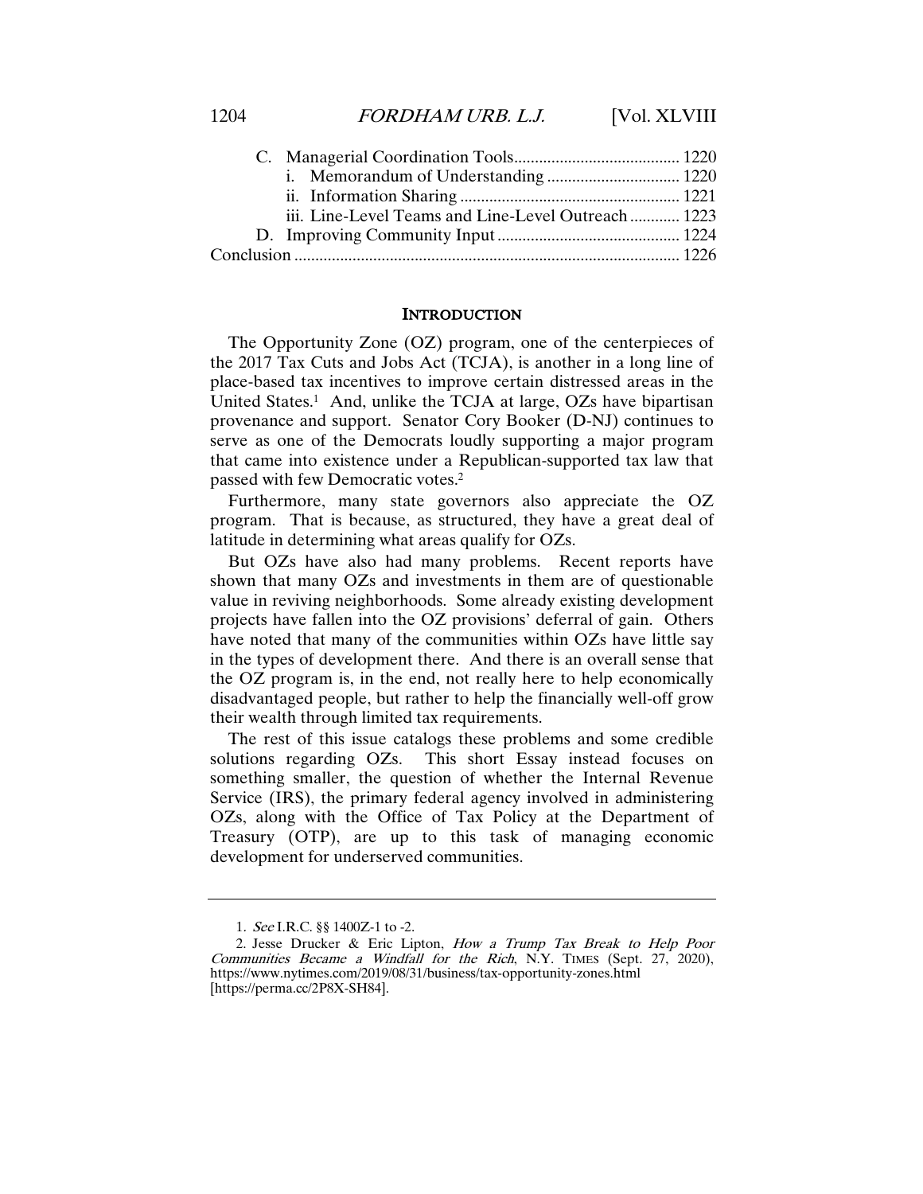C. Managerial Coordination Tools........................................ 1220
   i. Memorandum of Understanding ................................ 1220
   ii. Information Sharing ..................................................... 1221
   iii. Line-Level Teams and Line-Level Outreach ............ 1223
D. Improving Community Input ............................................ 1224

Conclusion ............................................................................................ 1226

## INTRODUCTION

The Opportunity Zone (OZ) program, one of the centerpieces of the 2017 Tax Cuts and Jobs Act (TCJA), is another in a long line of place-based tax incentives to improve certain distressed areas in the United States.[1] And, unlike the TCJA at large, OZs have bipartisan provenance and support. Senator Cory Booker (D-NJ) continues to serve as one of the Democrats loudly supporting a major program that came into existence under a Republican-supported tax law that passed with few Democratic votes.[2]

Furthermore, many state governors also appreciate the OZ program. That is because, as structured, they have a great deal of latitude in determining what areas qualify for OZs.

But OZs have also had many problems. Recent reports have shown that many OZs and investments in them are of questionable value in reviving neighborhoods. Some already existing development projects have fallen into the OZ provisions' deferral of gain. Others have noted that many of the communities within OZs have little say in the types of development there. And there is an overall sense that the OZ program is, in the end, not really here to help economically disadvantaged people, but rather to help the financially well-off grow their wealth through limited tax requirements.

The rest of this issue catalogs these problems and some credible solutions regarding OZs. This short Essay instead focuses on something smaller, the question of whether the Internal Revenue Service (IRS), the primary federal agency involved in administering OZs, along with the Office of Tax Policy at the Department of Treasury (OTP), are up to this task of managing economic development for underserved communities.

---

1. *See* I.R.C. §§ 1400Z-1 to -2.

2. Jesse Drucker & Eric Lipton, *How a Trump Tax Break to Help Poor Communities Became a Windfall for the Rich*, N.Y. TIMES (Sept. 27, 2020), https://www.nytimes.com/2019/08/31/business/tax-opportunity-zones.html [https://perma.cc/2P8X-SH84].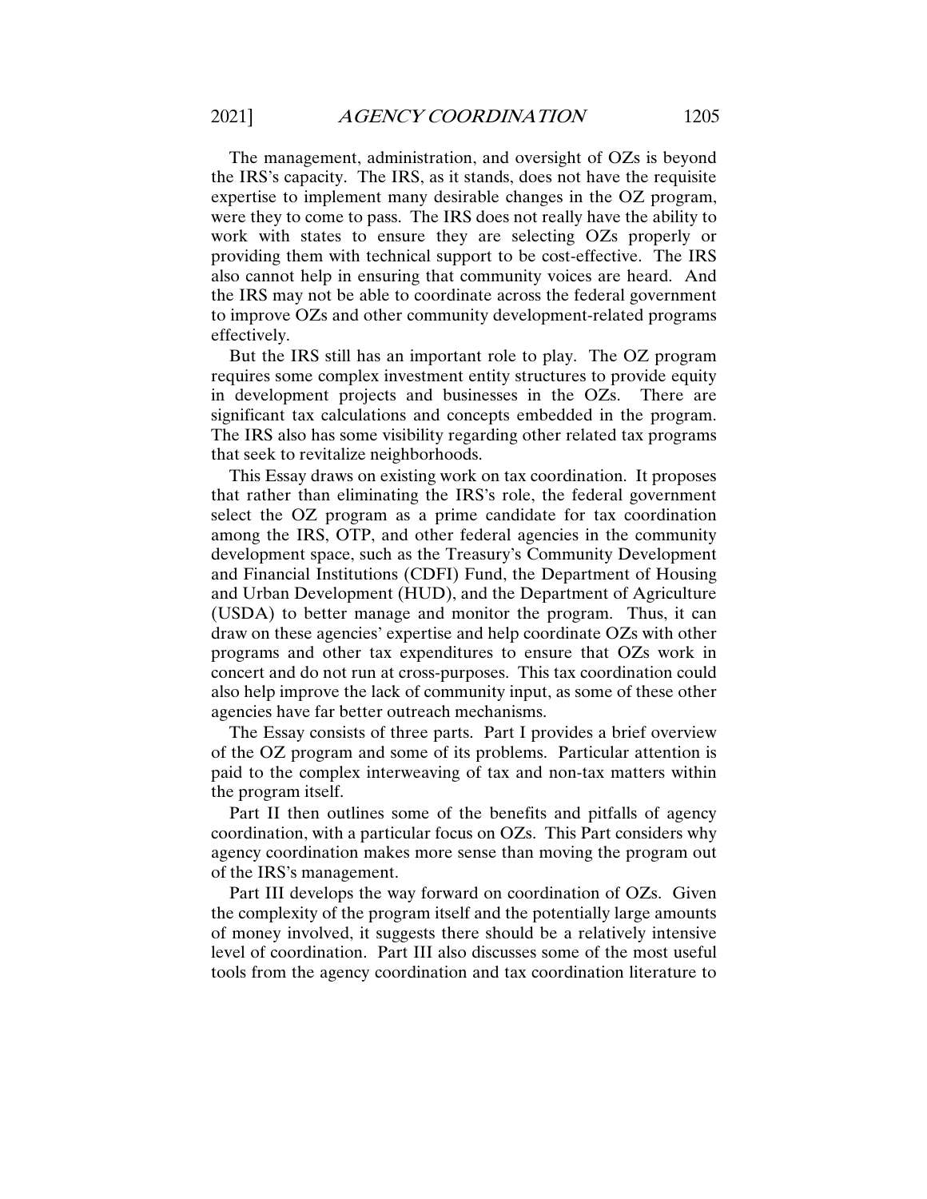The management, administration, and oversight of OZs is beyond the IRS's capacity. The IRS, as it stands, does not have the requisite expertise to implement many desirable changes in the OZ program, were they to come to pass. The IRS does not really have the ability to work with states to ensure they are selecting OZs properly or providing them with technical support to be cost-effective. The IRS also cannot help in ensuring that community voices are heard. And the IRS may not be able to coordinate across the federal government to improve OZs and other community development-related programs effectively.

But the IRS still has an important role to play. The OZ program requires some complex investment entity structures to provide equity in development projects and businesses in the OZs. There are significant tax calculations and concepts embedded in the program. The IRS also has some visibility regarding other related tax programs that seek to revitalize neighborhoods.

This Essay draws on existing work on tax coordination. It proposes that rather than eliminating the IRS's role, the federal government select the OZ program as a prime candidate for tax coordination among the IRS, OTP, and other federal agencies in the community development space, such as the Treasury's Community Development and Financial Institutions (CDFI) Fund, the Department of Housing and Urban Development (HUD), and the Department of Agriculture (USDA) to better manage and monitor the program. Thus, it can draw on these agencies' expertise and help coordinate OZs with other programs and other tax expenditures to ensure that OZs work in concert and do not run at cross-purposes. This tax coordination could also help improve the lack of community input, as some of these other agencies have far better outreach mechanisms.

The Essay consists of three parts. Part I provides a brief overview of the OZ program and some of its problems. Particular attention is paid to the complex interweaving of tax and non-tax matters within the program itself.

Part II then outlines some of the benefits and pitfalls of agency coordination, with a particular focus on OZs. This Part considers why agency coordination makes more sense than moving the program out of the IRS's management.

Part III develops the way forward on coordination of OZs. Given the complexity of the program itself and the potentially large amounts of money involved, it suggests there should be a relatively intensive level of coordination. Part III also discusses some of the most useful tools from the agency coordination and tax coordination literature to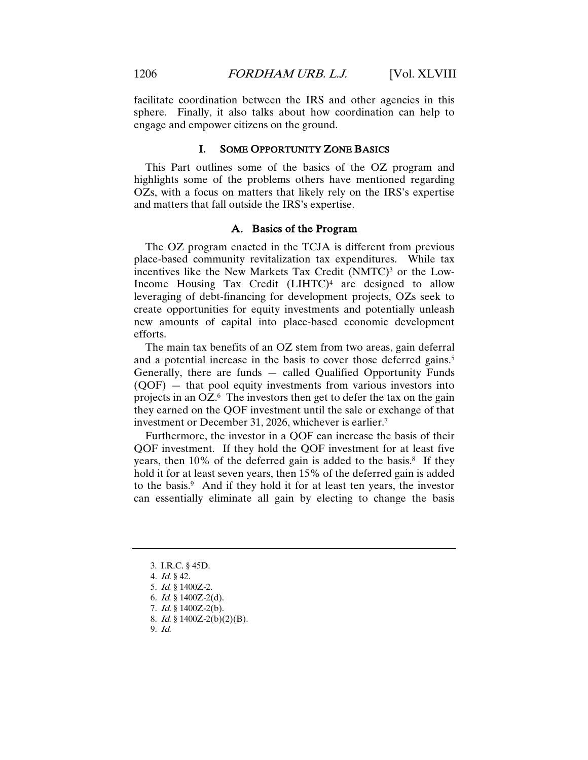facilitate coordination between the IRS and other agencies in this sphere. Finally, it also talks about how coordination can help to engage and empower citizens on the ground.

## I. SOME OPPORTUNITY ZONE BASICS

This Part outlines some of the basics of the OZ program and highlights some of the problems others have mentioned regarding OZs, with a focus on matters that likely rely on the IRS's expertise and matters that fall outside the IRS's expertise.

### A. Basics of the Program

The OZ program enacted in the TCJA is different from previous place-based community revitalization tax expenditures. While tax incentives like the New Markets Tax Credit (NMTC)[3] or the Low-Income Housing Tax Credit (LIHTC)[4] are designed to allow leveraging of debt-financing for development projects, OZs seek to create opportunities for equity investments and potentially unleash new amounts of capital into place-based economic development efforts.

The main tax benefits of an OZ stem from two areas, gain deferral and a potential increase in the basis to cover those deferred gains.[5] Generally, there are funds — called Qualified Opportunity Funds (QOF) — that pool equity investments from various investors into projects in an OZ.[6] The investors then get to defer the tax on the gain they earned on the QOF investment until the sale or exchange of that investment or December 31, 2026, whichever is earlier.[7]

Furthermore, the investor in a QOF can increase the basis of their QOF investment. If they hold the QOF investment for at least five years, then 10% of the deferred gain is added to the basis.[8] If they hold it for at least seven years, then 15% of the deferred gain is added to the basis.[9] And if they hold it for at least ten years, the investor can essentially eliminate all gain by electing to change the basis

---

3. I.R.C. § 45D.
4. *Id.* § 42.
5. *Id.* § 1400Z-2.
6. *Id.* § 1400Z-2(d).
7. *Id.* § 1400Z-2(b).
8. *Id.* § 1400Z-2(b)(2)(B).
9. *Id.*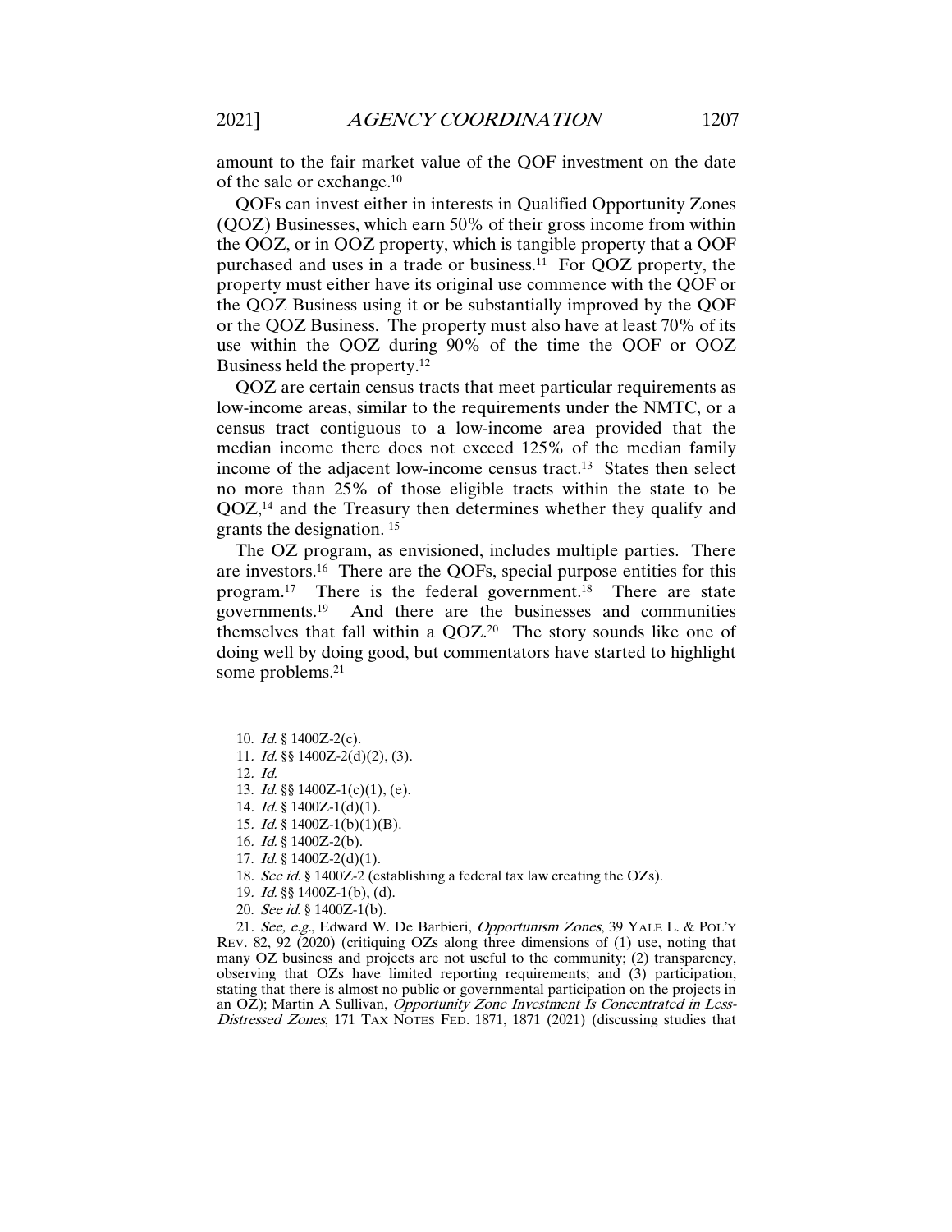amount to the fair market value of the QOF investment on the date of the sale or exchange.[10]

QOFs can invest either in interests in Qualified Opportunity Zones (QOZ) Businesses, which earn 50% of their gross income from within the QOZ, or in QOZ property, which is tangible property that a QOF purchased and uses in a trade or business.[11] For QOZ property, the property must either have its original use commence with the QOF or the QOZ Business using it or be substantially improved by the QOF or the QOZ Business. The property must also have at least 70% of its use within the QOZ during 90% of the time the QOF or QOZ Business held the property.[12]

QOZ are certain census tracts that meet particular requirements as low-income areas, similar to the requirements under the NMTC, or a census tract contiguous to a low-income area provided that the median income there does not exceed 125% of the median family income of the adjacent low-income census tract.[13] States then select no more than 25% of those eligible tracts within the state to be QOZ,[14] and the Treasury then determines whether they qualify and grants the designation.[15]

The OZ program, as envisioned, includes multiple parties. There are investors.[16] There are the QOFs, special purpose entities for this program.[17] There is the federal government.[18] There are state governments.[19] And there are the businesses and communities themselves that fall within a QOZ.[20] The story sounds like one of doing well by doing good, but commentators have started to highlight some problems.[21]

---

10. *Id.* § 1400Z-2(c).

11. *Id.* §§ 1400Z-2(d)(2), (3).

12. *Id.*

13. *Id.* §§ 1400Z-1(c)(1), (e).

14. *Id.* § 1400Z-1(d)(1).

15. *Id.* § 1400Z-1(b)(1)(B).

16. *Id.* § 1400Z-2(b).

17. *Id.* § 1400Z-2(d)(1).

18. *See id.* § 1400Z-2 (establishing a federal tax law creating the OZs).

19. *Id.* §§ 1400Z-1(b), (d).

20. *See id.* § 1400Z-1(b).

21. *See, e.g.*, Edward W. De Barbieri, *Opportunism Zones*, 39 YALE L. & POL'Y REV. 82, 92 (2020) (critiquing OZs along three dimensions of (1) use, noting that many OZ business and projects are not useful to the community; (2) transparency, observing that OZs have limited reporting requirements; and (3) participation, stating that there is almost no public or governmental participation on the projects in an OZ); Martin A Sullivan, *Opportunity Zone Investment Is Concentrated in Less-Distressed Zones*, 171 TAX NOTES FED. 1871, 1871 (2021) (discussing studies that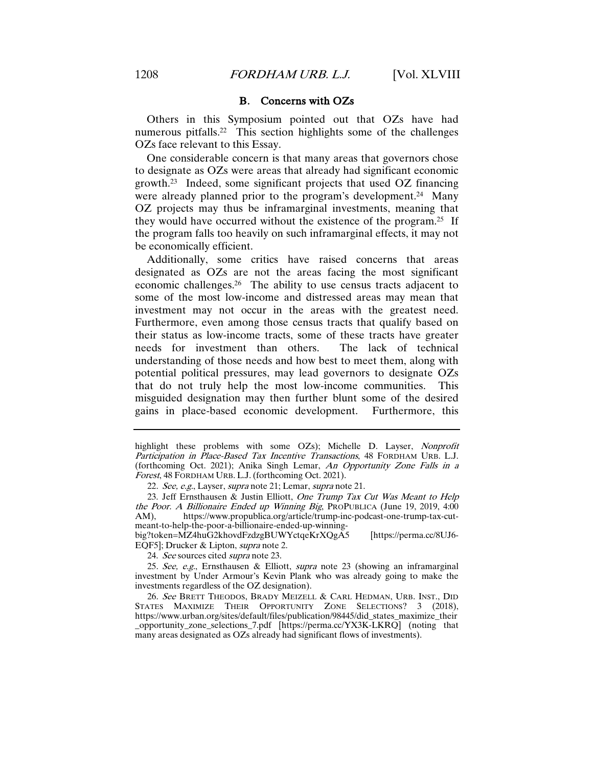## B. Concerns with OZs

Others in this Symposium pointed out that OZs have had numerous pitfalls.[22] This section highlights some of the challenges OZs face relevant to this Essay.

One considerable concern is that many areas that governors chose to designate as OZs were areas that already had significant economic growth.[23] Indeed, some significant projects that used OZ financing were already planned prior to the program's development.[24] Many OZ projects may thus be inframarginal investments, meaning that they would have occurred without the existence of the program.[25] If the program falls too heavily on such inframarginal effects, it may not be economically efficient.

Additionally, some critics have raised concerns that areas designated as OZs are not the areas facing the most significant economic challenges.[26] The ability to use census tracts adjacent to some of the most low-income and distressed areas may mean that investment may not occur in the areas with the greatest need. Furthermore, even among those census tracts that qualify based on their status as low-income tracts, some of these tracts have greater needs for investment than others. The lack of technical understanding of those needs and how best to meet them, along with potential political pressures, may lead governors to designate OZs that do not truly help the most low-income communities. This misguided designation may then further blunt some of the desired gains in place-based economic development. Furthermore, this

---

highlight these problems with some OZs); Michelle D. Layser, *Nonprofit Participation in Place-Based Tax Incentive Transactions*, 48 FORDHAM URB. L.J. (forthcoming Oct. 2021); Anika Singh Lemar, *An Opportunity Zone Falls in a Forest*, 48 FORDHAM URB. L.J. (forthcoming Oct. 2021).

22. *See, e.g.*, Layser, *supra* note 21; Lemar, *supra* note 21.

23. Jeff Ernsthausen & Justin Elliott, *One Trump Tax Cut Was Meant to Help the Poor. A Billionaire Ended up Winning Big*, PROPUBLICA (June 19, 2019, 4:00 AM), https://www.propublica.org/article/trump-inc-podcast-one-trump-tax-cut-meant-to-help-the-poor-a-billionaire-ended-up-winning-big?token=MZ4huG2khovdFzdzgBUWYctqeKrXQgA5 [https://perma.cc/8UJ6-EQF5]; Drucker & Lipton, *supra* note 2.

24. *See* sources cited *supra* note 23.

25. *See, e.g.*, Ernsthausen & Elliott, *supra* note 23 (showing an inframarginal investment by Under Armour's Kevin Plank who was already going to make the investments regardless of the OZ designation).

26. *See* BRETT THEODOS, BRADY MEIZELL & CARL HEDMAN, URB. INST., DID STATES MAXIMIZE THEIR OPPORTUNITY ZONE SELECTIONS? 3 (2018), https://www.urban.org/sites/default/files/publication/98445/did_states_maximize_their_opportunity_zone_selections_7.pdf [https://perma.cc/YX3K-LKRQ] (noting that many areas designated as OZs already had significant flows of investments).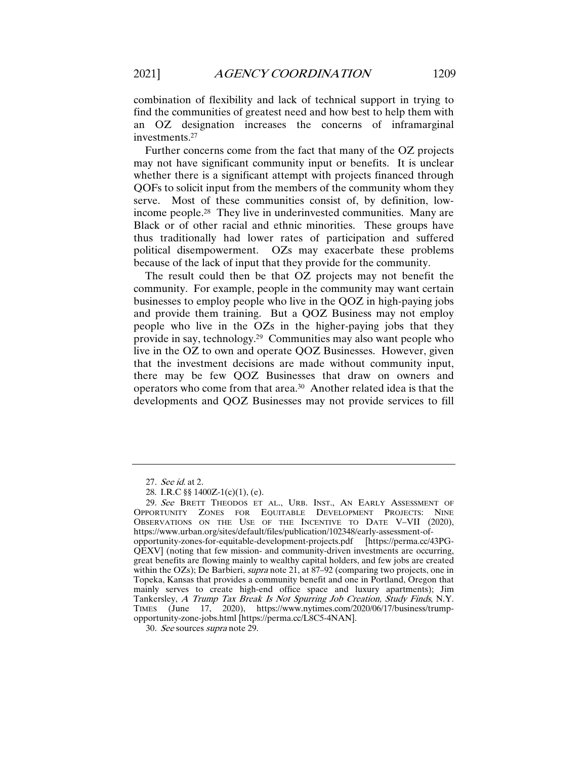combination of flexibility and lack of technical support in trying to find the communities of greatest need and how best to help them with an OZ designation increases the concerns of inframarginal investments.[27]

Further concerns come from the fact that many of the OZ projects may not have significant community input or benefits. It is unclear whether there is a significant attempt with projects financed through QOFs to solicit input from the members of the community whom they serve. Most of these communities consist of, by definition, low-income people.[28] They live in underinvested communities. Many are Black or of other racial and ethnic minorities. These groups have thus traditionally had lower rates of participation and suffered political disempowerment. OZs may exacerbate these problems because of the lack of input that they provide for the community.

The result could then be that OZ projects may not benefit the community. For example, people in the community may want certain businesses to employ people who live in the QOZ in high-paying jobs and provide them training. But a QOZ Business may not employ people who live in the OZs in the higher-paying jobs that they provide in say, technology.[29] Communities may also want people who live in the OZ to own and operate QOZ Businesses. However, given that the investment decisions are made without community input, there may be few QOZ Businesses that draw on owners and operators who come from that area.[30] Another related idea is that the developments and QOZ Businesses may not provide services to fill

---

27. *See id.* at 2.

28. I.R.C §§ 1400Z-1(c)(1), (e).

29. *See* BRETT THEODOS ET AL., URB. INST., AN EARLY ASSESSMENT OF OPPORTUNITY ZONES FOR EQUITABLE DEVELOPMENT PROJECTS: NINE OBSERVATIONS ON THE USE OF THE INCENTIVE TO DATE V–VII (2020), https://www.urban.org/sites/default/files/publication/102348/early-assessment-of-opportunity-zones-for-equitable-development-projects.pdf [https://perma.cc/43PG-QEXV] (noting that few mission- and community-driven investments are occurring, great benefits are flowing mainly to wealthy capital holders, and few jobs are created within the OZs); De Barbieri, *supra* note 21, at 87–92 (comparing two projects, one in Topeka, Kansas that provides a community benefit and one in Portland, Oregon that mainly serves to create high-end office space and luxury apartments); Jim Tankersley, *A Trump Tax Break Is Not Spurring Job Creation, Study Finds*, N.Y. TIMES (June 17, 2020), https://www.nytimes.com/2020/06/17/business/trump-opportunity-zone-jobs.html [https://perma.cc/L8C5-4NAN].

30. *See* sources *supra* note 29.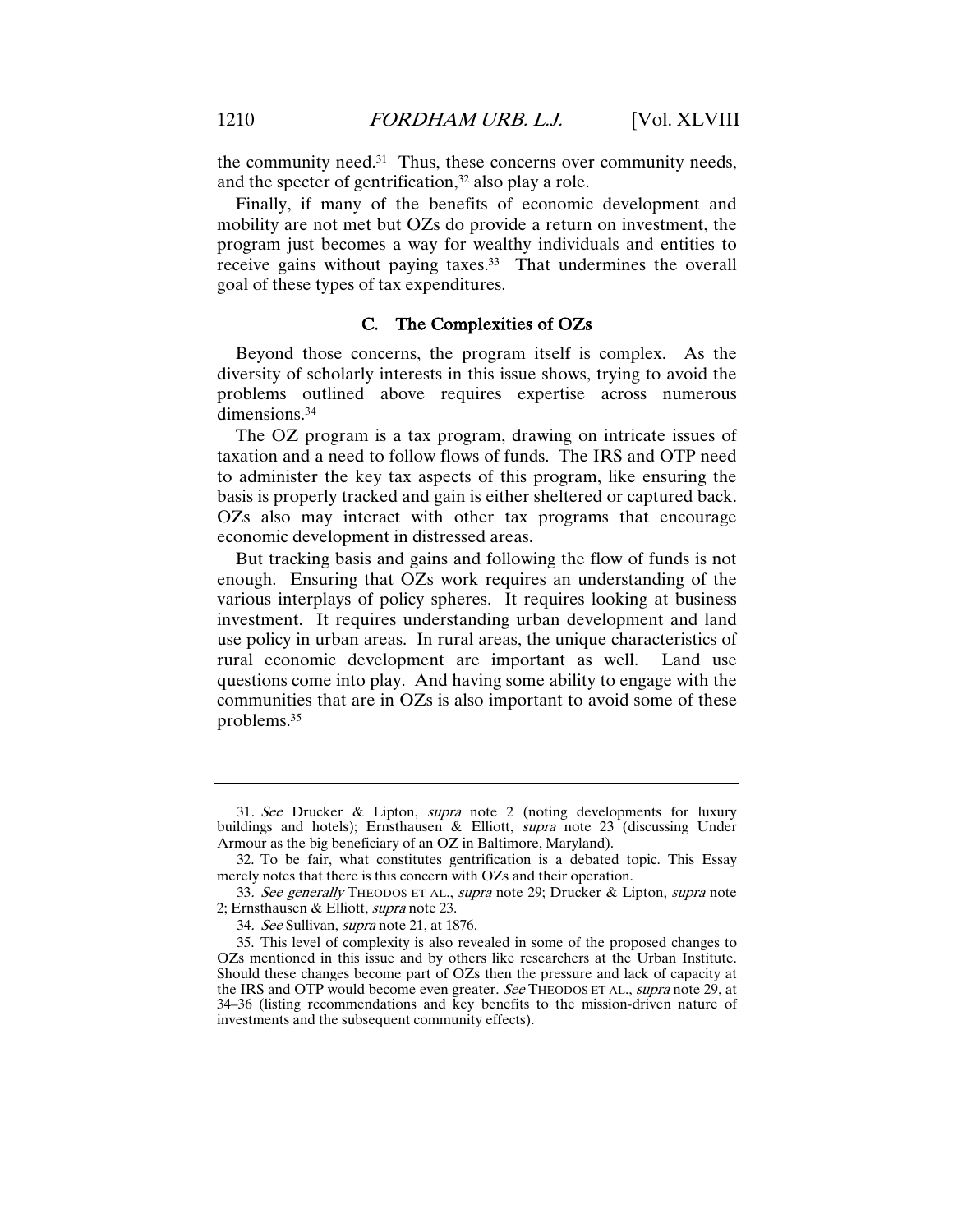the community need.[31] Thus, these concerns over community needs, and the specter of gentrification,[32] also play a role.

Finally, if many of the benefits of economic development and mobility are not met but OZs do provide a return on investment, the program just becomes a way for wealthy individuals and entities to receive gains without paying taxes.[33] That undermines the overall goal of these types of tax expenditures.

### C. The Complexities of OZs

Beyond those concerns, the program itself is complex. As the diversity of scholarly interests in this issue shows, trying to avoid the problems outlined above requires expertise across numerous dimensions.[34]

The OZ program is a tax program, drawing on intricate issues of taxation and a need to follow flows of funds. The IRS and OTP need to administer the key tax aspects of this program, like ensuring the basis is properly tracked and gain is either sheltered or captured back. OZs also may interact with other tax programs that encourage economic development in distressed areas.

But tracking basis and gains and following the flow of funds is not enough. Ensuring that OZs work requires an understanding of the various interplays of policy spheres. It requires looking at business investment. It requires understanding urban development and land use policy in urban areas. In rural areas, the unique characteristics of rural economic development are important as well. Land use questions come into play. And having some ability to engage with the communities that are in OZs is also important to avoid some of these problems.[35]

---

31. *See* Drucker & Lipton, *supra* note 2 (noting developments for luxury buildings and hotels); Ernsthausen & Elliott, *supra* note 23 (discussing Under Armour as the big beneficiary of an OZ in Baltimore, Maryland).

32. To be fair, what constitutes gentrification is a debated topic. This Essay merely notes that there is this concern with OZs and their operation.

33. *See generally* THEODOS ET AL., *supra* note 29; Drucker & Lipton, *supra* note 2; Ernsthausen & Elliott, *supra* note 23.

34. *See* Sullivan, *supra* note 21, at 1876.

35. This level of complexity is also revealed in some of the proposed changes to OZs mentioned in this issue and by others like researchers at the Urban Institute. Should these changes become part of OZs then the pressure and lack of capacity at the IRS and OTP would become even greater. *See* THEODOS ET AL., *supra* note 29, at 34–36 (listing recommendations and key benefits to the mission-driven nature of investments and the subsequent community effects).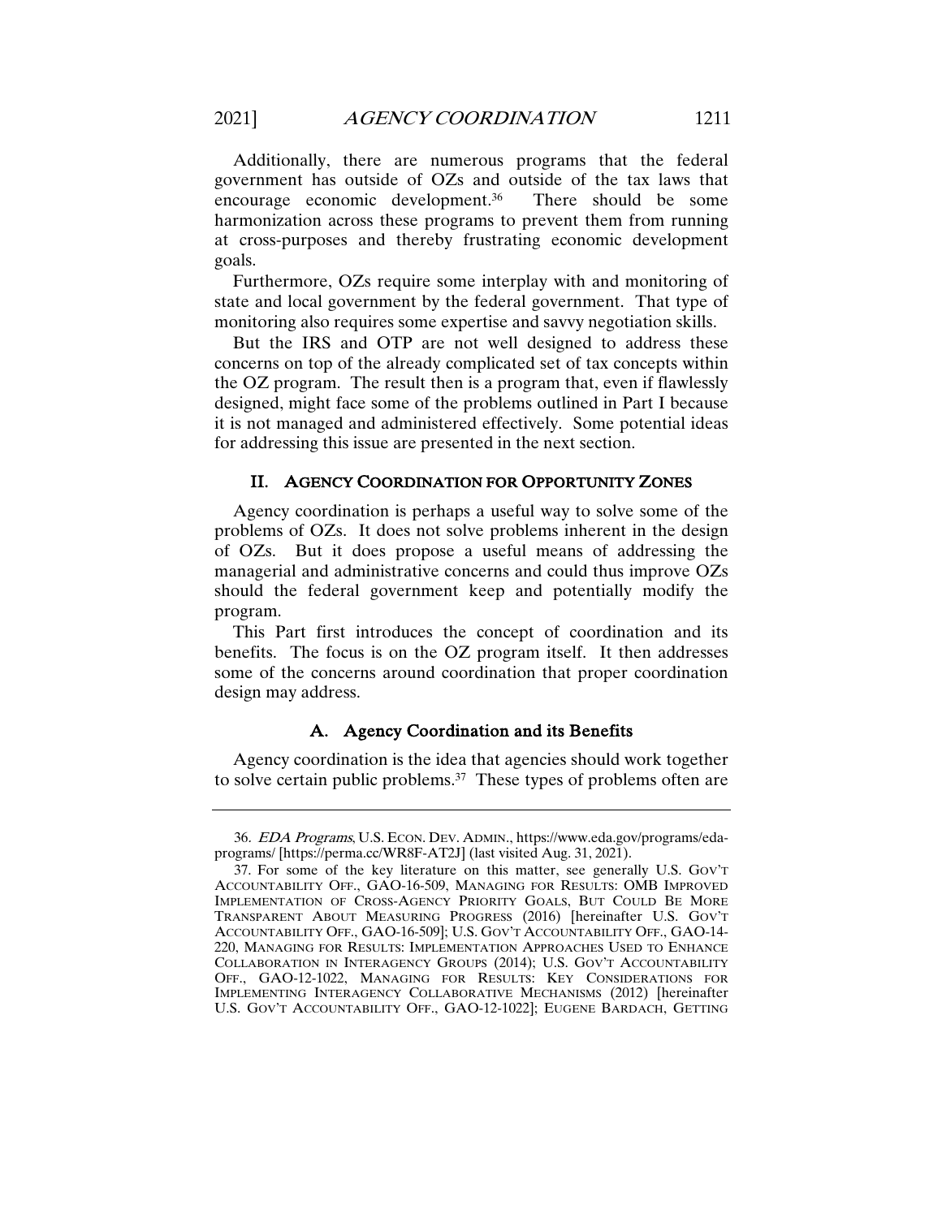Additionally, there are numerous programs that the federal government has outside of OZs and outside of the tax laws that encourage economic development.[36] There should be some harmonization across these programs to prevent them from running at cross-purposes and thereby frustrating economic development goals.

Furthermore, OZs require some interplay with and monitoring of state and local government by the federal government. That type of monitoring also requires some expertise and savvy negotiation skills.

But the IRS and OTP are not well designed to address these concerns on top of the already complicated set of tax concepts within the OZ program. The result then is a program that, even if flawlessly designed, might face some of the problems outlined in Part I because it is not managed and administered effectively. Some potential ideas for addressing this issue are presented in the next section.

## II. AGENCY COORDINATION FOR OPPORTUNITY ZONES

Agency coordination is perhaps a useful way to solve some of the problems of OZs. It does not solve problems inherent in the design of OZs. But it does propose a useful means of addressing the managerial and administrative concerns and could thus improve OZs should the federal government keep and potentially modify the program.

This Part first introduces the concept of coordination and its benefits. The focus is on the OZ program itself. It then addresses some of the concerns around coordination that proper coordination design may address.

### A. Agency Coordination and its Benefits

Agency coordination is the idea that agencies should work together to solve certain public problems.[37] These types of problems often are

---

36. *EDA Programs*, U.S. ECON. DEV. ADMIN., https://www.eda.gov/programs/eda-programs/ [https://perma.cc/WR8F-AT2J] (last visited Aug. 31, 2021).

37. For some of the key literature on this matter, see generally U.S. GOV'T ACCOUNTABILITY OFF., GAO-16-509, MANAGING FOR RESULTS: OMB IMPROVED IMPLEMENTATION OF CROSS-AGENCY PRIORITY GOALS, BUT COULD BE MORE TRANSPARENT ABOUT MEASURING PROGRESS (2016) [hereinafter U.S. GOV'T ACCOUNTABILITY OFF., GAO-16-509]; U.S. GOV'T ACCOUNTABILITY OFF., GAO-14-220, MANAGING FOR RESULTS: IMPLEMENTATION APPROACHES USED TO ENHANCE COLLABORATION IN INTERAGENCY GROUPS (2014); U.S. GOV'T ACCOUNTABILITY OFF., GAO-12-1022, MANAGING FOR RESULTS: KEY CONSIDERATIONS FOR IMPLEMENTING INTERAGENCY COLLABORATIVE MECHANISMS (2012) [hereinafter U.S. GOV'T ACCOUNTABILITY OFF., GAO-12-1022]; EUGENE BARDACH, GETTING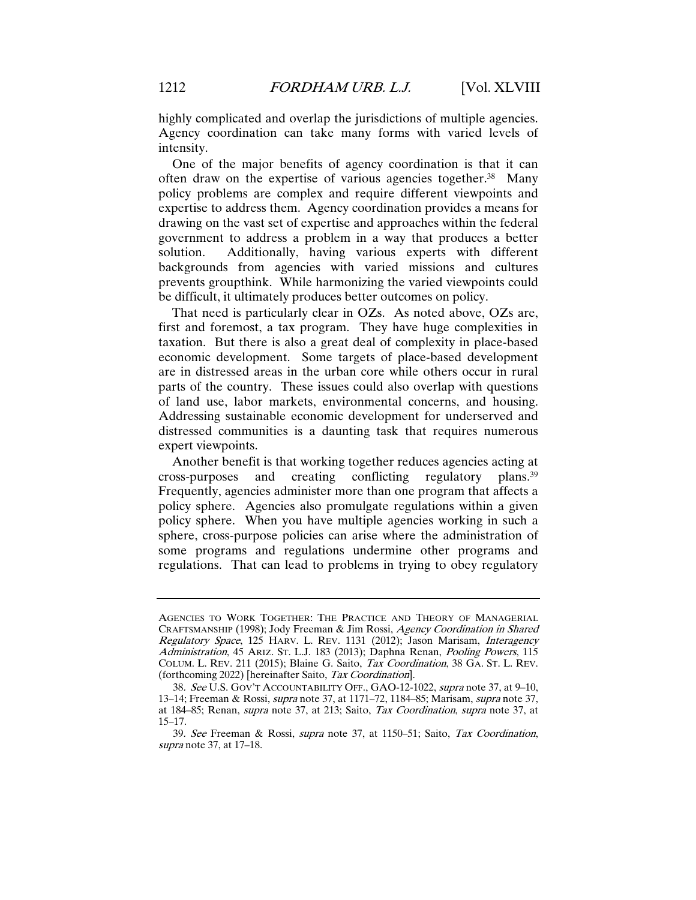highly complicated and overlap the jurisdictions of multiple agencies. Agency coordination can take many forms with varied levels of intensity.

One of the major benefits of agency coordination is that it can often draw on the expertise of various agencies together.[38] Many policy problems are complex and require different viewpoints and expertise to address them. Agency coordination provides a means for drawing on the vast set of expertise and approaches within the federal government to address a problem in a way that produces a better solution. Additionally, having various experts with different backgrounds from agencies with varied missions and cultures prevents groupthink. While harmonizing the varied viewpoints could be difficult, it ultimately produces better outcomes on policy.

That need is particularly clear in OZs. As noted above, OZs are, first and foremost, a tax program. They have huge complexities in taxation. But there is also a great deal of complexity in place-based economic development. Some targets of place-based development are in distressed areas in the urban core while others occur in rural parts of the country. These issues could also overlap with questions of land use, labor markets, environmental concerns, and housing. Addressing sustainable economic development for underserved and distressed communities is a daunting task that requires numerous expert viewpoints.

Another benefit is that working together reduces agencies acting at cross-purposes and creating conflicting regulatory plans.[39] Frequently, agencies administer more than one program that affects a policy sphere. Agencies also promulgate regulations within a given policy sphere. When you have multiple agencies working in such a sphere, cross-purpose policies can arise where the administration of some programs and regulations undermine other programs and regulations. That can lead to problems in trying to obey regulatory

---

AGENCIES TO WORK TOGETHER: THE PRACTICE AND THEORY OF MANAGERIAL CRAFTSMANSHIP (1998); Jody Freeman & Jim Rossi, *Agency Coordination in Shared Regulatory Space*, 125 HARV. L. REV. 1131 (2012); Jason Marisam, *Interagency Administration*, 45 ARIZ. ST. L.J. 183 (2013); Daphna Renan, *Pooling Powers*, 115 COLUM. L. REV. 211 (2015); Blaine G. Saito, *Tax Coordination*, 38 GA. ST. L. REV. (forthcoming 2022) [hereinafter Saito, *Tax Coordination*].

38. *See* U.S. GOV'T ACCOUNTABILITY OFF., GAO-12-1022, *supra* note 37, at 9–10, 13–14; Freeman & Rossi, *supra* note 37, at 1171–72, 1184–85; Marisam, *supra* note 37, at 184–85; Renan, *supra* note 37, at 213; Saito, *Tax Coordination*, *supra* note 37, at 15–17.

39. *See* Freeman & Rossi, *supra* note 37, at 1150–51; Saito, *Tax Coordination*, *supra* note 37, at 17–18.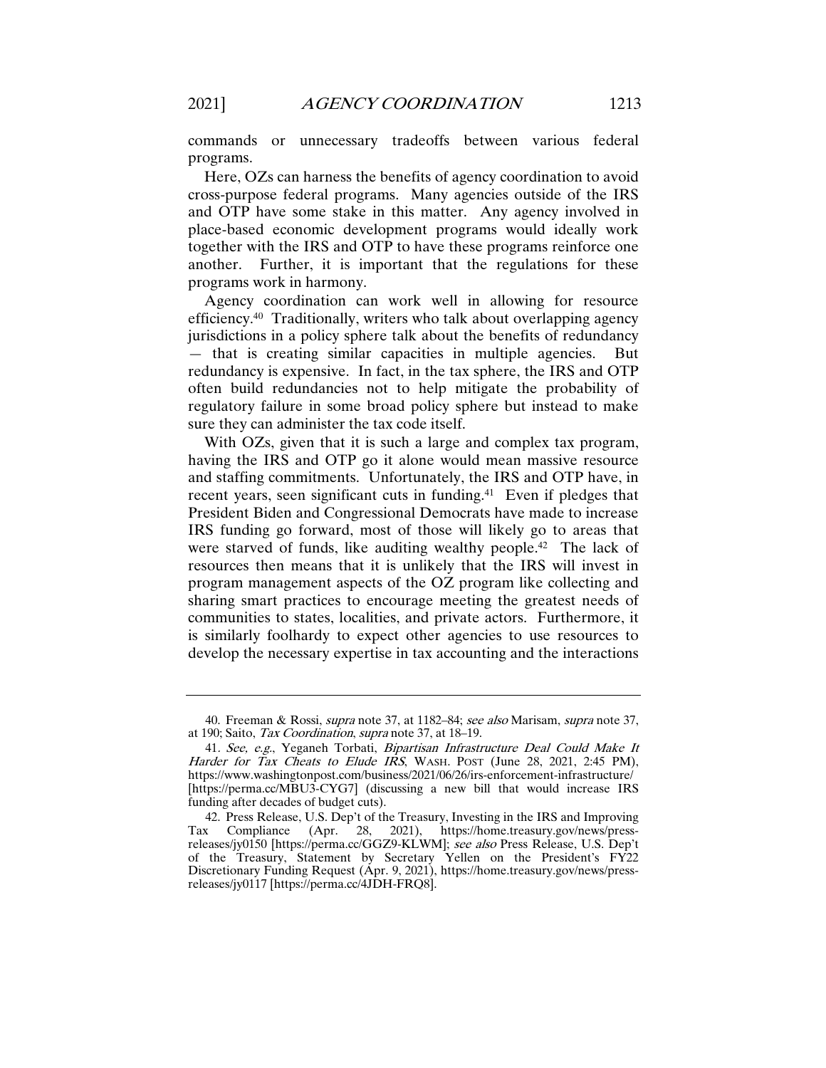commands or unnecessary tradeoffs between various federal programs.

Here, OZs can harness the benefits of agency coordination to avoid cross-purpose federal programs. Many agencies outside of the IRS and OTP have some stake in this matter. Any agency involved in place-based economic development programs would ideally work together with the IRS and OTP to have these programs reinforce one another. Further, it is important that the regulations for these programs work in harmony.

Agency coordination can work well in allowing for resource efficiency.[40] Traditionally, writers who talk about overlapping agency jurisdictions in a policy sphere talk about the benefits of redundancy — that is creating similar capacities in multiple agencies. But redundancy is expensive. In fact, in the tax sphere, the IRS and OTP often build redundancies not to help mitigate the probability of regulatory failure in some broad policy sphere but instead to make sure they can administer the tax code itself.

With OZs, given that it is such a large and complex tax program, having the IRS and OTP go it alone would mean massive resource and staffing commitments. Unfortunately, the IRS and OTP have, in recent years, seen significant cuts in funding.[41] Even if pledges that President Biden and Congressional Democrats have made to increase IRS funding go forward, most of those will likely go to areas that were starved of funds, like auditing wealthy people.[42] The lack of resources then means that it is unlikely that the IRS will invest in program management aspects of the OZ program like collecting and sharing smart practices to encourage meeting the greatest needs of communities to states, localities, and private actors. Furthermore, it is similarly foolhardy to expect other agencies to use resources to develop the necessary expertise in tax accounting and the interactions

---

40. Freeman & Rossi, *supra* note 37, at 1182–84; *see also* Marisam, *supra* note 37, at 190; Saito, *Tax Coordination*, *supra* note 37, at 18–19.

41. *See, e.g.*, Yeganeh Torbati, *Bipartisan Infrastructure Deal Could Make It Harder for Tax Cheats to Elude IRS*, WASH. POST (June 28, 2021, 2:45 PM), https://www.washingtonpost.com/business/2021/06/26/irs-enforcement-infrastructure/ [https://perma.cc/MBU3-CYG7] (discussing a new bill that would increase IRS funding after decades of budget cuts).

42. Press Release, U.S. Dep't of the Treasury, Investing in the IRS and Improving Tax Compliance (Apr. 28, 2021), https://home.treasury.gov/news/press-releases/jy0150 [https://perma.cc/GGZ9-KLWM]; *see also* Press Release, U.S. Dep't of the Treasury, Statement by Secretary Yellen on the President's FY22 Discretionary Funding Request (Apr. 9, 2021), https://home.treasury.gov/news/press-releases/jy0117 [https://perma.cc/4JDH-FRQ8].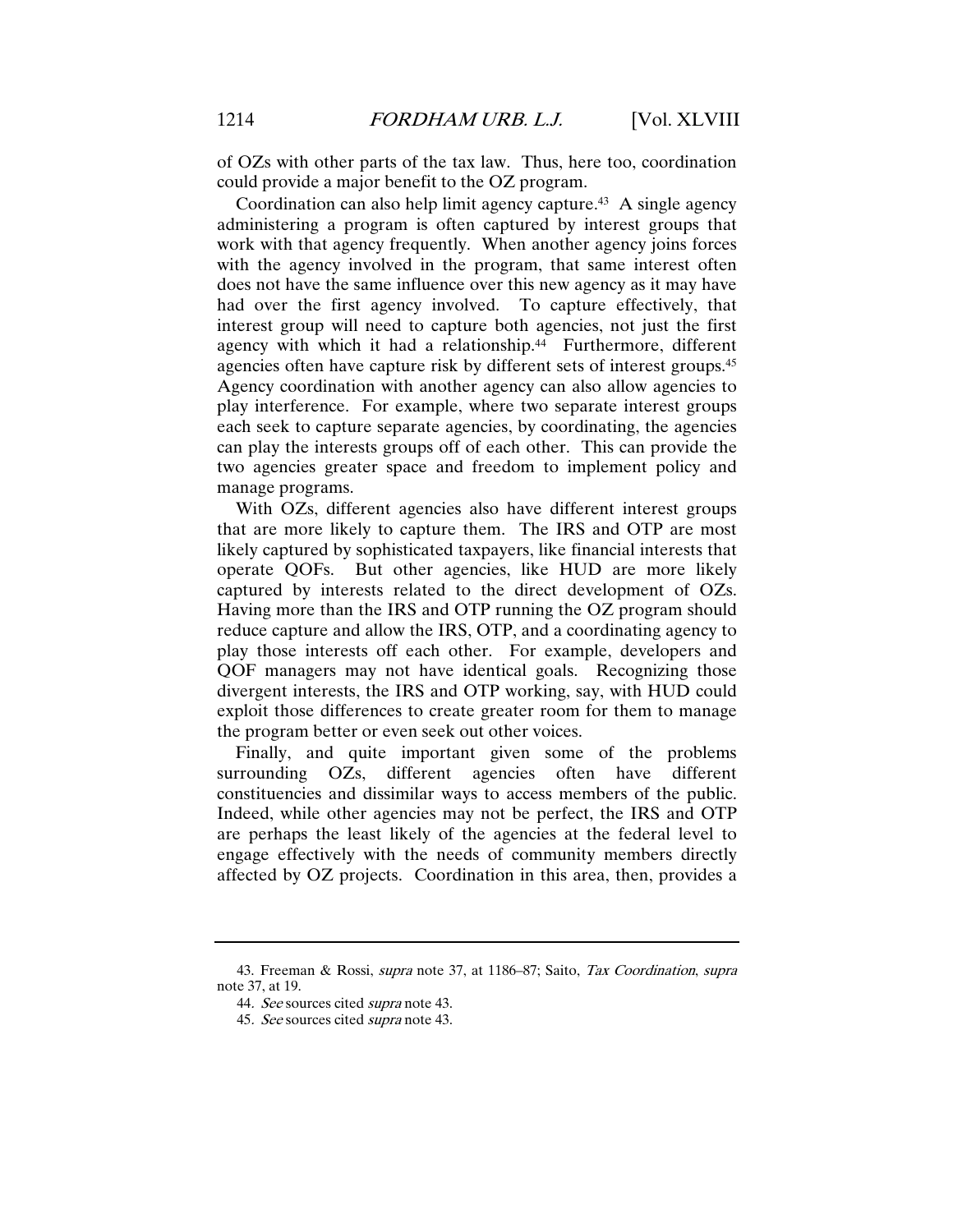of OZs with other parts of the tax law. Thus, here too, coordination could provide a major benefit to the OZ program.

Coordination can also help limit agency capture.[43] A single agency administering a program is often captured by interest groups that work with that agency frequently. When another agency joins forces with the agency involved in the program, that same interest often does not have the same influence over this new agency as it may have had over the first agency involved. To capture effectively, that interest group will need to capture both agencies, not just the first agency with which it had a relationship.[44] Furthermore, different agencies often have capture risk by different sets of interest groups.[45] Agency coordination with another agency can also allow agencies to play interference. For example, where two separate interest groups each seek to capture separate agencies, by coordinating, the agencies can play the interests groups off of each other. This can provide the two agencies greater space and freedom to implement policy and manage programs.

With OZs, different agencies also have different interest groups that are more likely to capture them. The IRS and OTP are most likely captured by sophisticated taxpayers, like financial interests that operate QOFs. But other agencies, like HUD are more likely captured by interests related to the direct development of OZs. Having more than the IRS and OTP running the OZ program should reduce capture and allow the IRS, OTP, and a coordinating agency to play those interests off each other. For example, developers and QOF managers may not have identical goals. Recognizing those divergent interests, the IRS and OTP working, say, with HUD could exploit those differences to create greater room for them to manage the program better or even seek out other voices.

Finally, and quite important given some of the problems surrounding OZs, different agencies often have different constituencies and dissimilar ways to access members of the public. Indeed, while other agencies may not be perfect, the IRS and OTP are perhaps the least likely of the agencies at the federal level to engage effectively with the needs of community members directly affected by OZ projects. Coordination in this area, then, provides a

---

43. Freeman & Rossi, *supra* note 37, at 1186–87; Saito, *Tax Coordination*, *supra* note 37, at 19.

44. *See* sources cited *supra* note 43.

45. *See* sources cited *supra* note 43.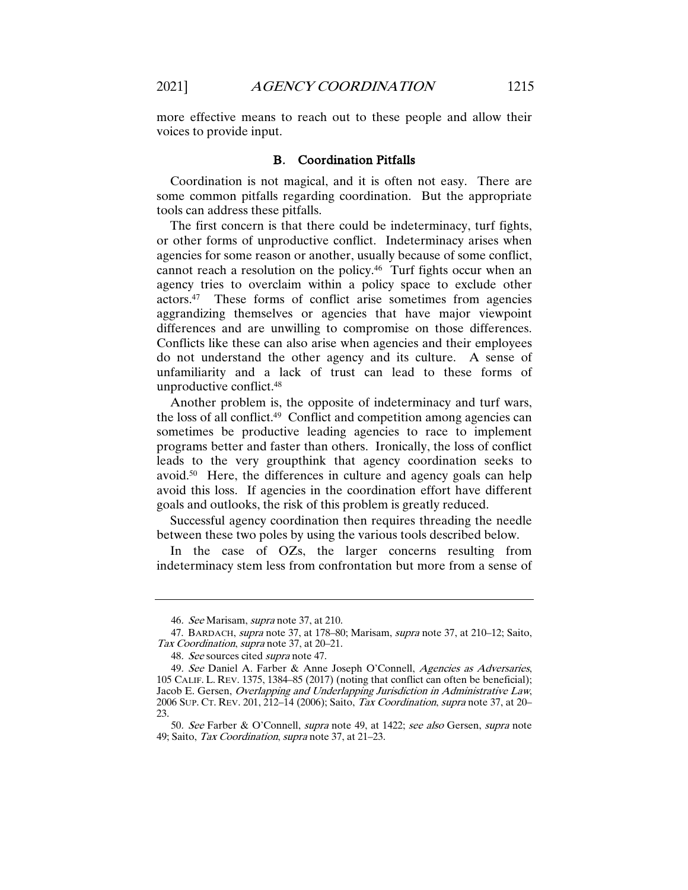more effective means to reach out to these people and allow their voices to provide input.

### B. Coordination Pitfalls

Coordination is not magical, and it is often not easy. There are some common pitfalls regarding coordination. But the appropriate tools can address these pitfalls.

The first concern is that there could be indeterminacy, turf fights, or other forms of unproductive conflict. Indeterminacy arises when agencies for some reason or another, usually because of some conflict, cannot reach a resolution on the policy.[46] Turf fights occur when an agency tries to overclaim within a policy space to exclude other actors.[47] These forms of conflict arise sometimes from agencies aggrandizing themselves or agencies that have major viewpoint differences and are unwilling to compromise on those differences. Conflicts like these can also arise when agencies and their employees do not understand the other agency and its culture. A sense of unfamiliarity and a lack of trust can lead to these forms of unproductive conflict.[48]

Another problem is, the opposite of indeterminacy and turf wars, the loss of all conflict.[49] Conflict and competition among agencies can sometimes be productive leading agencies to race to implement programs better and faster than others. Ironically, the loss of conflict leads to the very groupthink that agency coordination seeks to avoid.[50] Here, the differences in culture and agency goals can help avoid this loss. If agencies in the coordination effort have different goals and outlooks, the risk of this problem is greatly reduced.

Successful agency coordination then requires threading the needle between these two poles by using the various tools described below.

In the case of OZs, the larger concerns resulting from indeterminacy stem less from confrontation but more from a sense of

---

46. *See* Marisam, *supra* note 37, at 210.

47. BARDACH, *supra* note 37, at 178–80; Marisam, *supra* note 37, at 210–12; Saito, *Tax Coordination*, *supra* note 37, at 20–21.

48. *See* sources cited *supra* note 47.

49. *See* Daniel A. Farber & Anne Joseph O'Connell, *Agencies as Adversaries*, 105 CALIF. L. REV. 1375, 1384–85 (2017) (noting that conflict can often be beneficial); Jacob E. Gersen, *Overlapping and Underlapping Jurisdiction in Administrative Law*, 2006 SUP. CT. REV. 201, 212–14 (2006); Saito, *Tax Coordination*, *supra* note 37, at 20–23.

50. *See* Farber & O'Connell, *supra* note 49, at 1422; *see also* Gersen, *supra* note 49; Saito, *Tax Coordination*, *supra* note 37, at 21–23.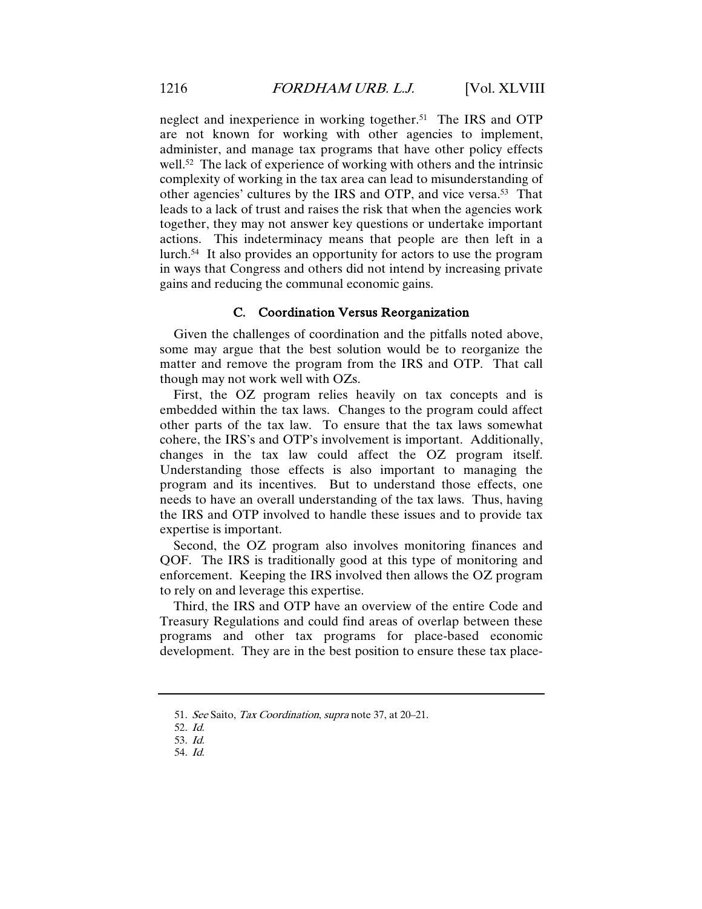neglect and inexperience in working together.[51] The IRS and OTP are not known for working with other agencies to implement, administer, and manage tax programs that have other policy effects well.[52] The lack of experience of working with others and the intrinsic complexity of working in the tax area can lead to misunderstanding of other agencies' cultures by the IRS and OTP, and vice versa.[53] That leads to a lack of trust and raises the risk that when the agencies work together, they may not answer key questions or undertake important actions. This indeterminacy means that people are then left in a lurch.[54] It also provides an opportunity for actors to use the program in ways that Congress and others did not intend by increasing private gains and reducing the communal economic gains.

### C. Coordination Versus Reorganization

Given the challenges of coordination and the pitfalls noted above, some may argue that the best solution would be to reorganize the matter and remove the program from the IRS and OTP. That call though may not work well with OZs.

First, the OZ program relies heavily on tax concepts and is embedded within the tax laws. Changes to the program could affect other parts of the tax law. To ensure that the tax laws somewhat cohere, the IRS's and OTP's involvement is important. Additionally, changes in the tax law could affect the OZ program itself. Understanding those effects is also important to managing the program and its incentives. But to understand those effects, one needs to have an overall understanding of the tax laws. Thus, having the IRS and OTP involved to handle these issues and to provide tax expertise is important.

Second, the OZ program also involves monitoring finances and QOF. The IRS is traditionally good at this type of monitoring and enforcement. Keeping the IRS involved then allows the OZ program to rely on and leverage this expertise.

Third, the IRS and OTP have an overview of the entire Code and Treasury Regulations and could find areas of overlap between these programs and other tax programs for place-based economic development. They are in the best position to ensure these tax place-

---

51. *See* Saito, *Tax Coordination*, *supra* note 37, at 20–21.

52. *Id.*

53. *Id.*

54. *Id.*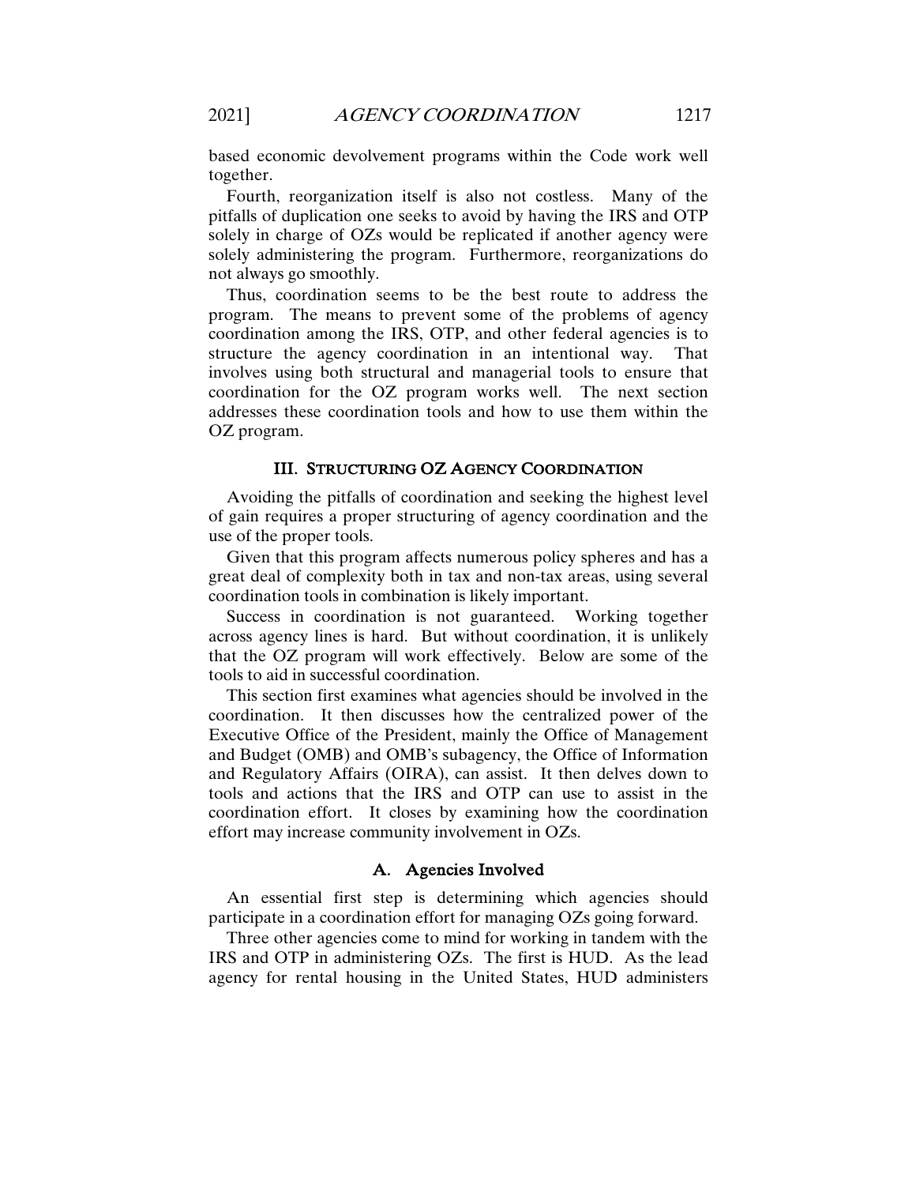based economic devolvement programs within the Code work well together.

Fourth, reorganization itself is also not costless. Many of the pitfalls of duplication one seeks to avoid by having the IRS and OTP solely in charge of OZs would be replicated if another agency were solely administering the program. Furthermore, reorganizations do not always go smoothly.

Thus, coordination seems to be the best route to address the program. The means to prevent some of the problems of agency coordination among the IRS, OTP, and other federal agencies is to structure the agency coordination in an intentional way. That involves using both structural and managerial tools to ensure that coordination for the OZ program works well. The next section addresses these coordination tools and how to use them within the OZ program.

## III. Structuring OZ Agency Coordination

Avoiding the pitfalls of coordination and seeking the highest level of gain requires a proper structuring of agency coordination and the use of the proper tools.

Given that this program affects numerous policy spheres and has a great deal of complexity both in tax and non-tax areas, using several coordination tools in combination is likely important.

Success in coordination is not guaranteed. Working together across agency lines is hard. But without coordination, it is unlikely that the OZ program will work effectively. Below are some of the tools to aid in successful coordination.

This section first examines what agencies should be involved in the coordination. It then discusses how the centralized power of the Executive Office of the President, mainly the Office of Management and Budget (OMB) and OMB's subagency, the Office of Information and Regulatory Affairs (OIRA), can assist. It then delves down to tools and actions that the IRS and OTP can use to assist in the coordination effort. It closes by examining how the coordination effort may increase community involvement in OZs.

### A. Agencies Involved

An essential first step is determining which agencies should participate in a coordination effort for managing OZs going forward.

Three other agencies come to mind for working in tandem with the IRS and OTP in administering OZs. The first is HUD. As the lead agency for rental housing in the United States, HUD administers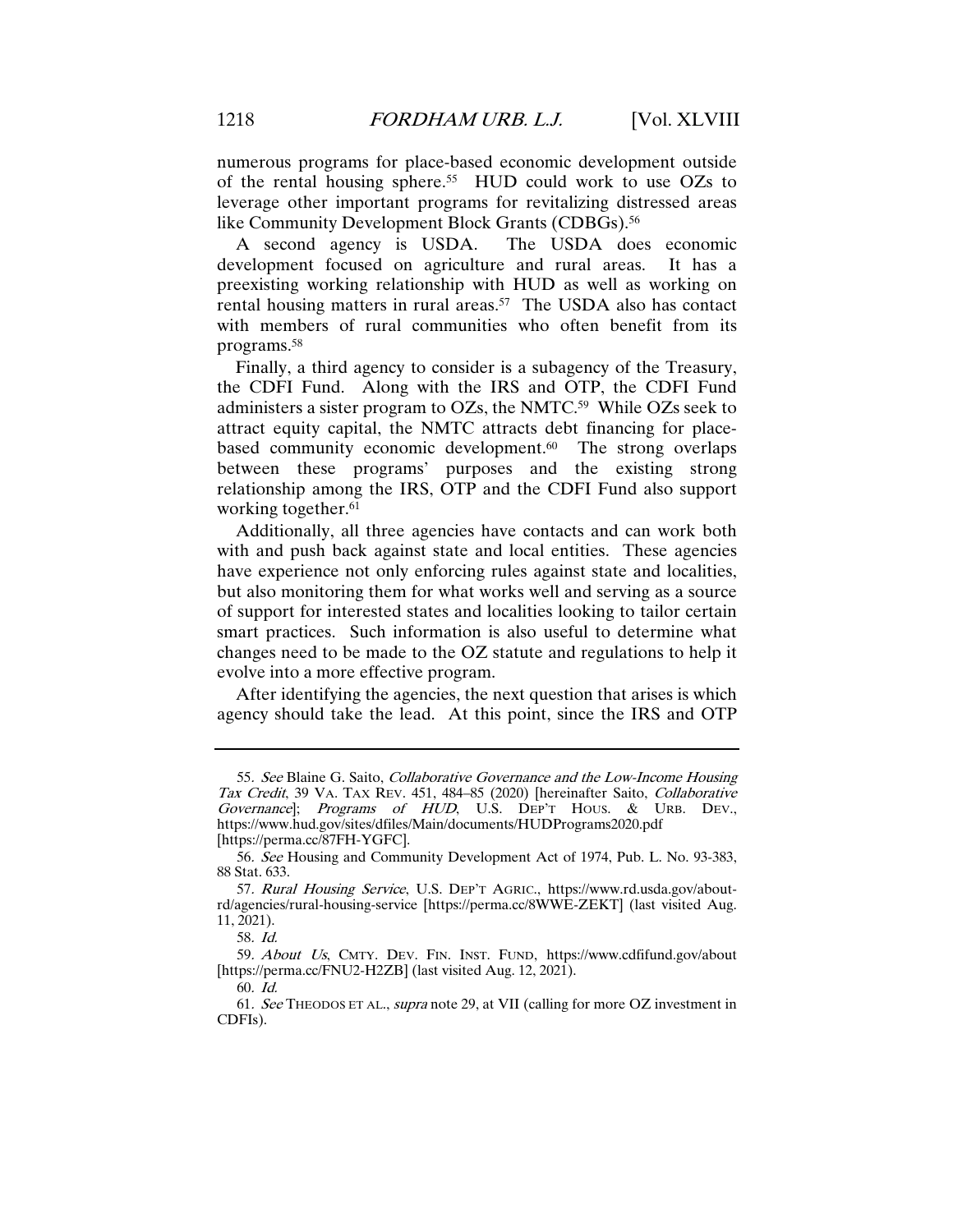numerous programs for place-based economic development outside of the rental housing sphere.[55] HUD could work to use OZs to leverage other important programs for revitalizing distressed areas like Community Development Block Grants (CDBGs).[56]

A second agency is USDA. The USDA does economic development focused on agriculture and rural areas. It has a preexisting working relationship with HUD as well as working on rental housing matters in rural areas.[57] The USDA also has contact with members of rural communities who often benefit from its programs.[58]

Finally, a third agency to consider is a subagency of the Treasury, the CDFI Fund. Along with the IRS and OTP, the CDFI Fund administers a sister program to OZs, the NMTC.[59] While OZs seek to attract equity capital, the NMTC attracts debt financing for place-based community economic development.[60] The strong overlaps between these programs' purposes and the existing strong relationship among the IRS, OTP and the CDFI Fund also support working together.[61]

Additionally, all three agencies have contacts and can work both with and push back against state and local entities. These agencies have experience not only enforcing rules against state and localities, but also monitoring them for what works well and serving as a source of support for interested states and localities looking to tailor certain smart practices. Such information is also useful to determine what changes need to be made to the OZ statute and regulations to help it evolve into a more effective program.

After identifying the agencies, the next question that arises is which agency should take the lead. At this point, since the IRS and OTP

---

55. *See* Blaine G. Saito, *Collaborative Governance and the Low-Income Housing Tax Credit*, 39 VA. TAX REV. 451, 484–85 (2020) [hereinafter Saito, *Collaborative Governance*]; *Programs of HUD*, U.S. DEP'T HOUS. & URB. DEV., https://www.hud.gov/sites/dfiles/Main/documents/HUDPrograms2020.pdf [https://perma.cc/87FH-YGFC].

56. *See* Housing and Community Development Act of 1974, Pub. L. No. 93-383, 88 Stat. 633.

57. *Rural Housing Service*, U.S. DEP'T AGRIC., https://www.rd.usda.gov/about-rd/agencies/rural-housing-service [https://perma.cc/8WWE-ZEKT] (last visited Aug. 11, 2021).

58. *Id.*

59. *About Us*, CMTY. DEV. FIN. INST. FUND, https://www.cdfifund.gov/about [https://perma.cc/FNU2-H2ZB] (last visited Aug. 12, 2021).

60. *Id.*

61. *See* THEODOS ET AL., *supra* note 29, at VII (calling for more OZ investment in CDFIs).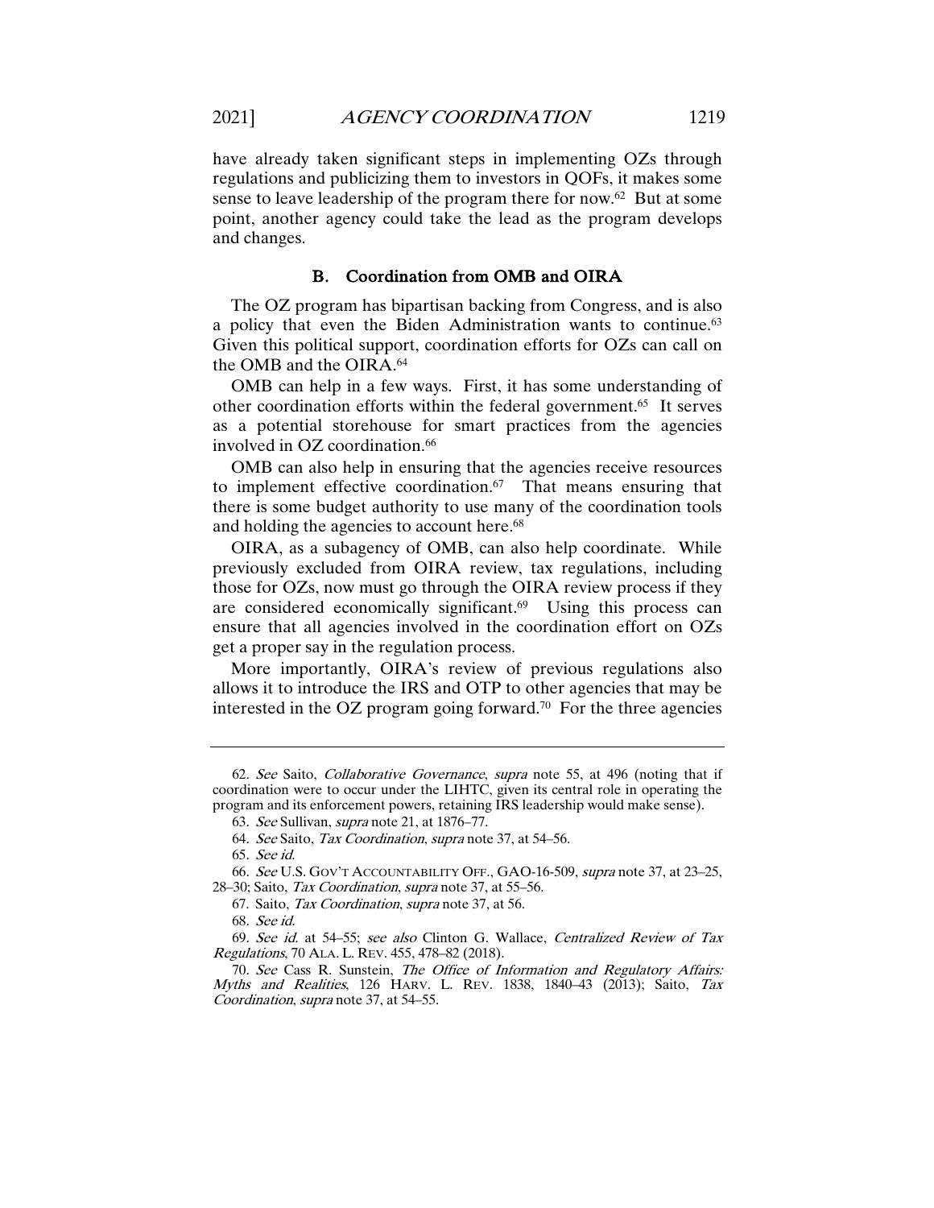have already taken significant steps in implementing OZs through regulations and publicizing them to investors in QOFs, it makes some sense to leave leadership of the program there for now.[62] But at some point, another agency could take the lead as the program develops and changes.

### B. Coordination from OMB and OIRA

The OZ program has bipartisan backing from Congress, and is also a policy that even the Biden Administration wants to continue.[63] Given this political support, coordination efforts for OZs can call on the OMB and the OIRA.[64]

OMB can help in a few ways. First, it has some understanding of other coordination efforts within the federal government.[65] It serves as a potential storehouse for smart practices from the agencies involved in OZ coordination.[66]

OMB can also help in ensuring that the agencies receive resources to implement effective coordination.[67] That means ensuring that there is some budget authority to use many of the coordination tools and holding the agencies to account here.[68]

OIRA, as a subagency of OMB, can also help coordinate. While previously excluded from OIRA review, tax regulations, including those for OZs, now must go through the OIRA review process if they are considered economically significant.[69] Using this process can ensure that all agencies involved in the coordination effort on OZs get a proper say in the regulation process.

More importantly, OIRA's review of previous regulations also allows it to introduce the IRS and OTP to other agencies that may be interested in the OZ program going forward.[70] For the three agencies

---

62. *See* Saito, *Collaborative Governance*, *supra* note 55, at 496 (noting that if coordination were to occur under the LIHTC, given its central role in operating the program and its enforcement powers, retaining IRS leadership would make sense).

63. *See* Sullivan, *supra* note 21, at 1876–77.

64. *See* Saito, *Tax Coordination*, *supra* note 37, at 54–56.

65. *See id.*

66. *See* U.S. GOV'T ACCOUNTABILITY OFF., GAO-16-509, *supra* note 37, at 23–25, 28–30; Saito, *Tax Coordination*, *supra* note 37, at 55–56.

67. Saito, *Tax Coordination*, *supra* note 37, at 56.

68. *See id.*

69. *See id.* at 54–55; *see also* Clinton G. Wallace, *Centralized Review of Tax Regulations*, 70 ALA. L. REV. 455, 478–82 (2018).

70. *See* Cass R. Sunstein, *The Office of Information and Regulatory Affairs: Myths and Realities*, 126 HARV. L. REV. 1838, 1840–43 (2013); Saito, *Tax Coordination*, *supra* note 37, at 54–55.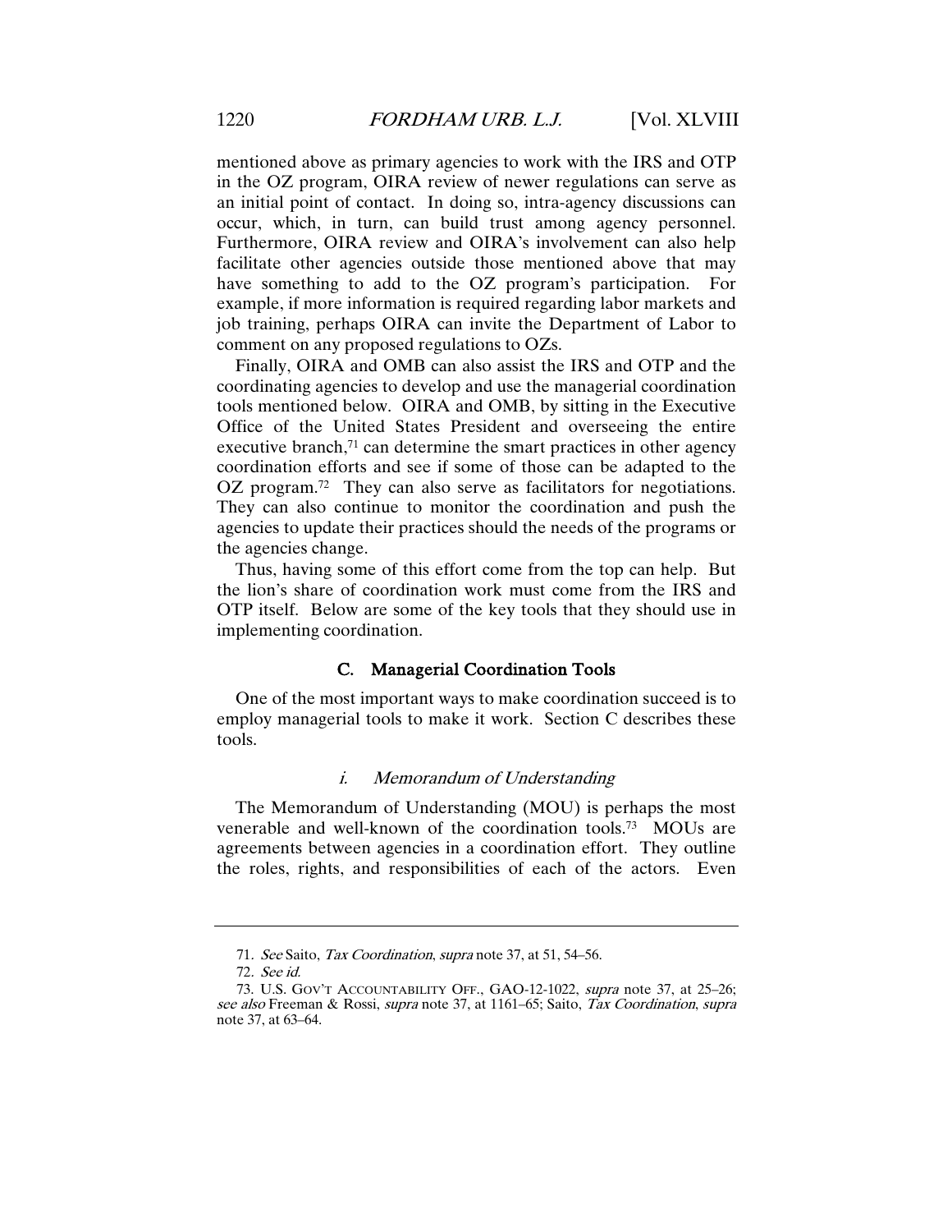mentioned above as primary agencies to work with the IRS and OTP in the OZ program, OIRA review of newer regulations can serve as an initial point of contact. In doing so, intra-agency discussions can occur, which, in turn, can build trust among agency personnel. Furthermore, OIRA review and OIRA's involvement can also help facilitate other agencies outside those mentioned above that may have something to add to the OZ program's participation. For example, if more information is required regarding labor markets and job training, perhaps OIRA can invite the Department of Labor to comment on any proposed regulations to OZs.

Finally, OIRA and OMB can also assist the IRS and OTP and the coordinating agencies to develop and use the managerial coordination tools mentioned below. OIRA and OMB, by sitting in the Executive Office of the United States President and overseeing the entire executive branch,[71] can determine the smart practices in other agency coordination efforts and see if some of those can be adapted to the OZ program.[72] They can also serve as facilitators for negotiations. They can also continue to monitor the coordination and push the agencies to update their practices should the needs of the programs or the agencies change.

Thus, having some of this effort come from the top can help. But the lion's share of coordination work must come from the IRS and OTP itself. Below are some of the key tools that they should use in implementing coordination.

### C. Managerial Coordination Tools

One of the most important ways to make coordination succeed is to employ managerial tools to make it work. Section C describes these tools.

#### *i. Memorandum of Understanding*

The Memorandum of Understanding (MOU) is perhaps the most venerable and well-known of the coordination tools.[73] MOUs are agreements between agencies in a coordination effort. They outline the roles, rights, and responsibilities of each of the actors. Even

---

71. *See* Saito, *Tax Coordination*, *supra* note 37, at 51, 54–56.

72. *See id.*

73. U.S. GOV'T ACCOUNTABILITY OFF., GAO-12-1022, *supra* note 37, at 25–26; *see also* Freeman & Rossi, *supra* note 37, at 1161–65; Saito, *Tax Coordination*, *supra* note 37, at 63–64.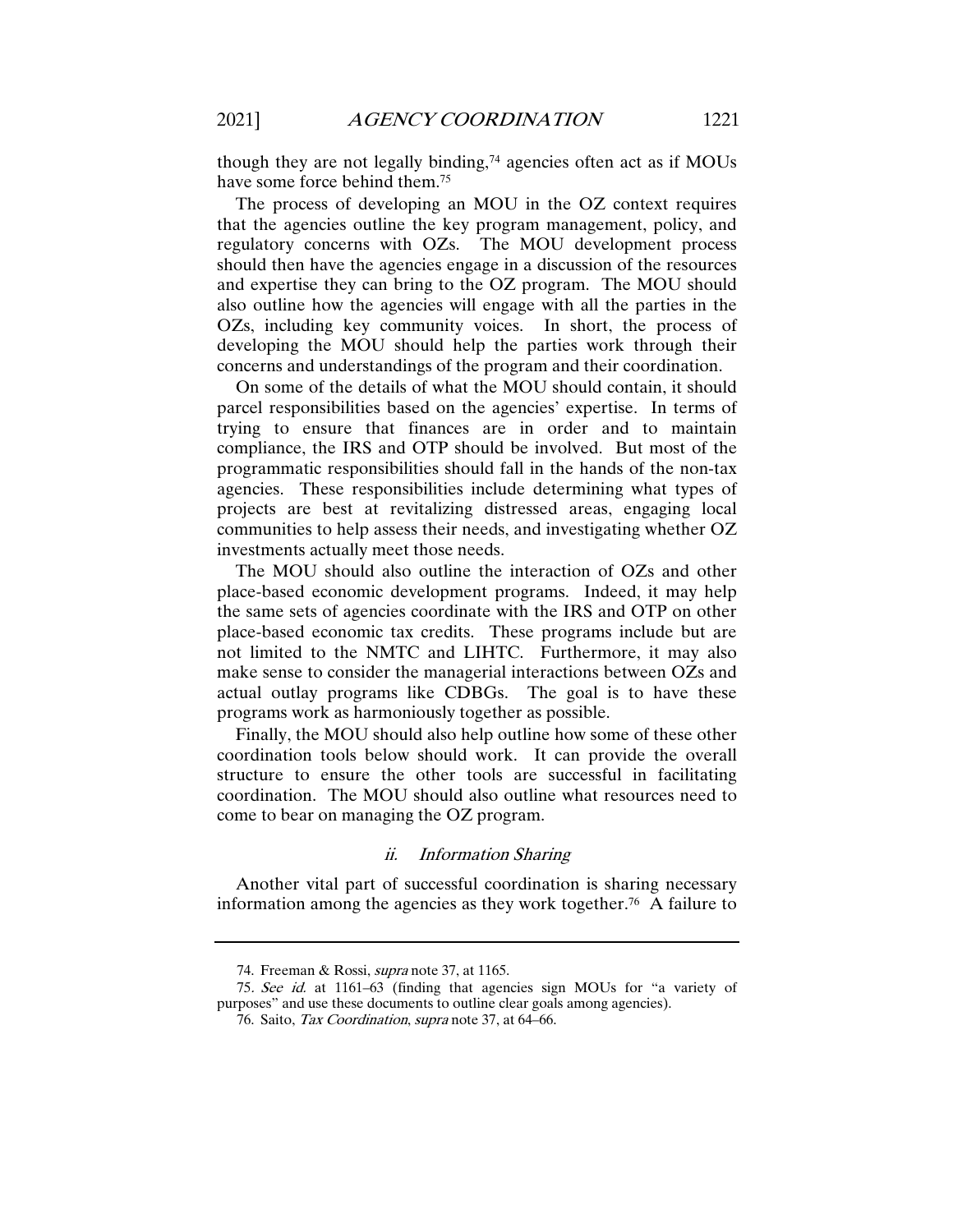though they are not legally binding,[74] agencies often act as if MOUs have some force behind them.[75]

The process of developing an MOU in the OZ context requires that the agencies outline the key program management, policy, and regulatory concerns with OZs. The MOU development process should then have the agencies engage in a discussion of the resources and expertise they can bring to the OZ program. The MOU should also outline how the agencies will engage with all the parties in the OZs, including key community voices. In short, the process of developing the MOU should help the parties work through their concerns and understandings of the program and their coordination.

On some of the details of what the MOU should contain, it should parcel responsibilities based on the agencies' expertise. In terms of trying to ensure that finances are in order and to maintain compliance, the IRS and OTP should be involved. But most of the programmatic responsibilities should fall in the hands of the non-tax agencies. These responsibilities include determining what types of projects are best at revitalizing distressed areas, engaging local communities to help assess their needs, and investigating whether OZ investments actually meet those needs.

The MOU should also outline the interaction of OZs and other place-based economic development programs. Indeed, it may help the same sets of agencies coordinate with the IRS and OTP on other place-based economic tax credits. These programs include but are not limited to the NMTC and LIHTC. Furthermore, it may also make sense to consider the managerial interactions between OZs and actual outlay programs like CDBGs. The goal is to have these programs work as harmoniously together as possible.

Finally, the MOU should also help outline how some of these other coordination tools below should work. It can provide the overall structure to ensure the other tools are successful in facilitating coordination. The MOU should also outline what resources need to come to bear on managing the OZ program.

#### *ii. Information Sharing*

Another vital part of successful coordination is sharing necessary information among the agencies as they work together.[76] A failure to

---

74. Freeman & Rossi, *supra* note 37, at 1165.

75. *See id.* at 1161–63 (finding that agencies sign MOUs for "a variety of purposes" and use these documents to outline clear goals among agencies).

76. Saito, *Tax Coordination*, *supra* note 37, at 64–66.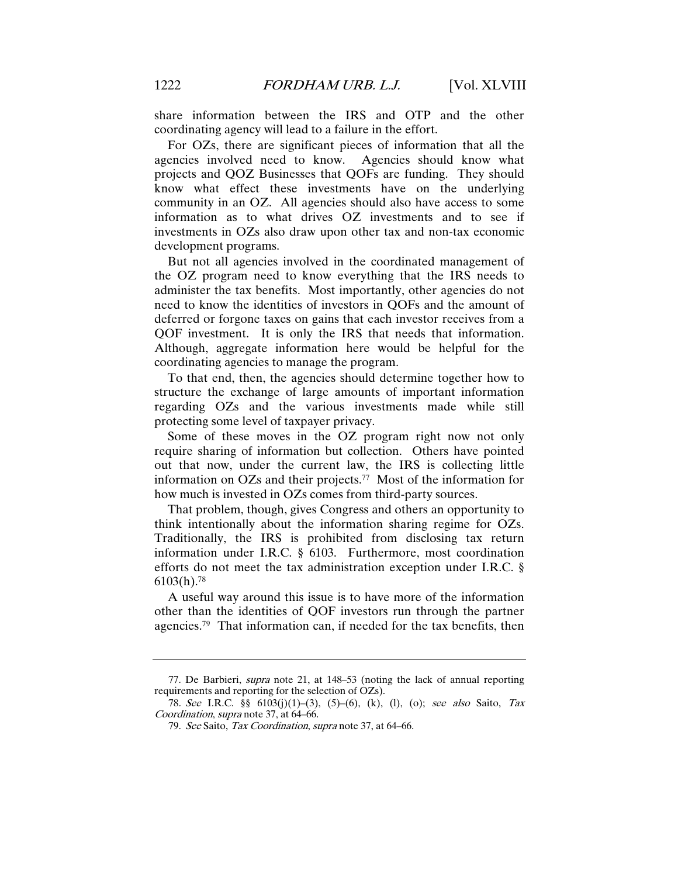share information between the IRS and OTP and the other coordinating agency will lead to a failure in the effort.

For OZs, there are significant pieces of information that all the agencies involved need to know. Agencies should know what projects and QOZ Businesses that QOFs are funding. They should know what effect these investments have on the underlying community in an OZ. All agencies should also have access to some information as to what drives OZ investments and to see if investments in OZs also draw upon other tax and non-tax economic development programs.

But not all agencies involved in the coordinated management of the OZ program need to know everything that the IRS needs to administer the tax benefits. Most importantly, other agencies do not need to know the identities of investors in QOFs and the amount of deferred or forgone taxes on gains that each investor receives from a QOF investment. It is only the IRS that needs that information. Although, aggregate information here would be helpful for the coordinating agencies to manage the program.

To that end, then, the agencies should determine together how to structure the exchange of large amounts of important information regarding OZs and the various investments made while still protecting some level of taxpayer privacy.

Some of these moves in the OZ program right now not only require sharing of information but collection. Others have pointed out that now, under the current law, the IRS is collecting little information on OZs and their projects.[77] Most of the information for how much is invested in OZs comes from third-party sources.

That problem, though, gives Congress and others an opportunity to think intentionally about the information sharing regime for OZs. Traditionally, the IRS is prohibited from disclosing tax return information under I.R.C. § 6103. Furthermore, most coordination efforts do not meet the tax administration exception under I.R.C. § 6103(h).[78]

A useful way around this issue is to have more of the information other than the identities of QOF investors run through the partner agencies.[79] That information can, if needed for the tax benefits, then

---

77. De Barbieri, *supra* note 21, at 148–53 (noting the lack of annual reporting requirements and reporting for the selection of OZs).

78. *See* I.R.C. §§ 6103(j)(1)–(3), (5)–(6), (k), (l), (o); *see also* Saito, *Tax Coordination*, *supra* note 37, at 64–66.

79. *See* Saito, *Tax Coordination*, *supra* note 37, at 64–66.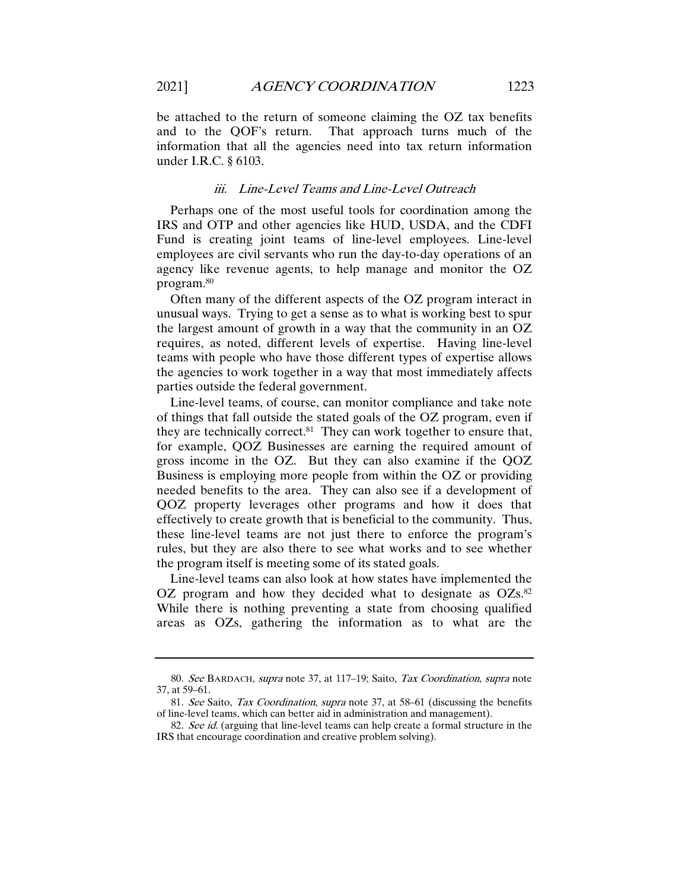be attached to the return of someone claiming the OZ tax benefits and to the QOF's return. That approach turns much of the information that all the agencies need into tax return information under I.R.C. § 6103.

#### *iii. Line-Level Teams and Line-Level Outreach*

Perhaps one of the most useful tools for coordination among the IRS and OTP and other agencies like HUD, USDA, and the CDFI Fund is creating joint teams of line-level employees. Line-level employees are civil servants who run the day-to-day operations of an agency like revenue agents, to help manage and monitor the OZ program.[80]

Often many of the different aspects of the OZ program interact in unusual ways. Trying to get a sense as to what is working best to spur the largest amount of growth in a way that the community in an OZ requires, as noted, different levels of expertise. Having line-level teams with people who have those different types of expertise allows the agencies to work together in a way that most immediately affects parties outside the federal government.

Line-level teams, of course, can monitor compliance and take note of things that fall outside the stated goals of the OZ program, even if they are technically correct.[81] They can work together to ensure that, for example, QOZ Businesses are earning the required amount of gross income in the OZ. But they can also examine if the QOZ Business is employing more people from within the OZ or providing needed benefits to the area. They can also see if a development of QOZ property leverages other programs and how it does that effectively to create growth that is beneficial to the community. Thus, these line-level teams are not just there to enforce the program's rules, but they are also there to see what works and to see whether the program itself is meeting some of its stated goals.

Line-level teams can also look at how states have implemented the OZ program and how they decided what to designate as OZs.[82] While there is nothing preventing a state from choosing qualified areas as OZs, gathering the information as to what are the

---

80. *See* BARDACH, *supra* note 37, at 117–19; Saito, *Tax Coordination*, *supra* note 37, at 59–61.

81. *See* Saito, *Tax Coordination*, *supra* note 37, at 58–61 (discussing the benefits of line-level teams, which can better aid in administration and management).

82. *See id.* (arguing that line-level teams can help create a formal structure in the IRS that encourage coordination and creative problem solving).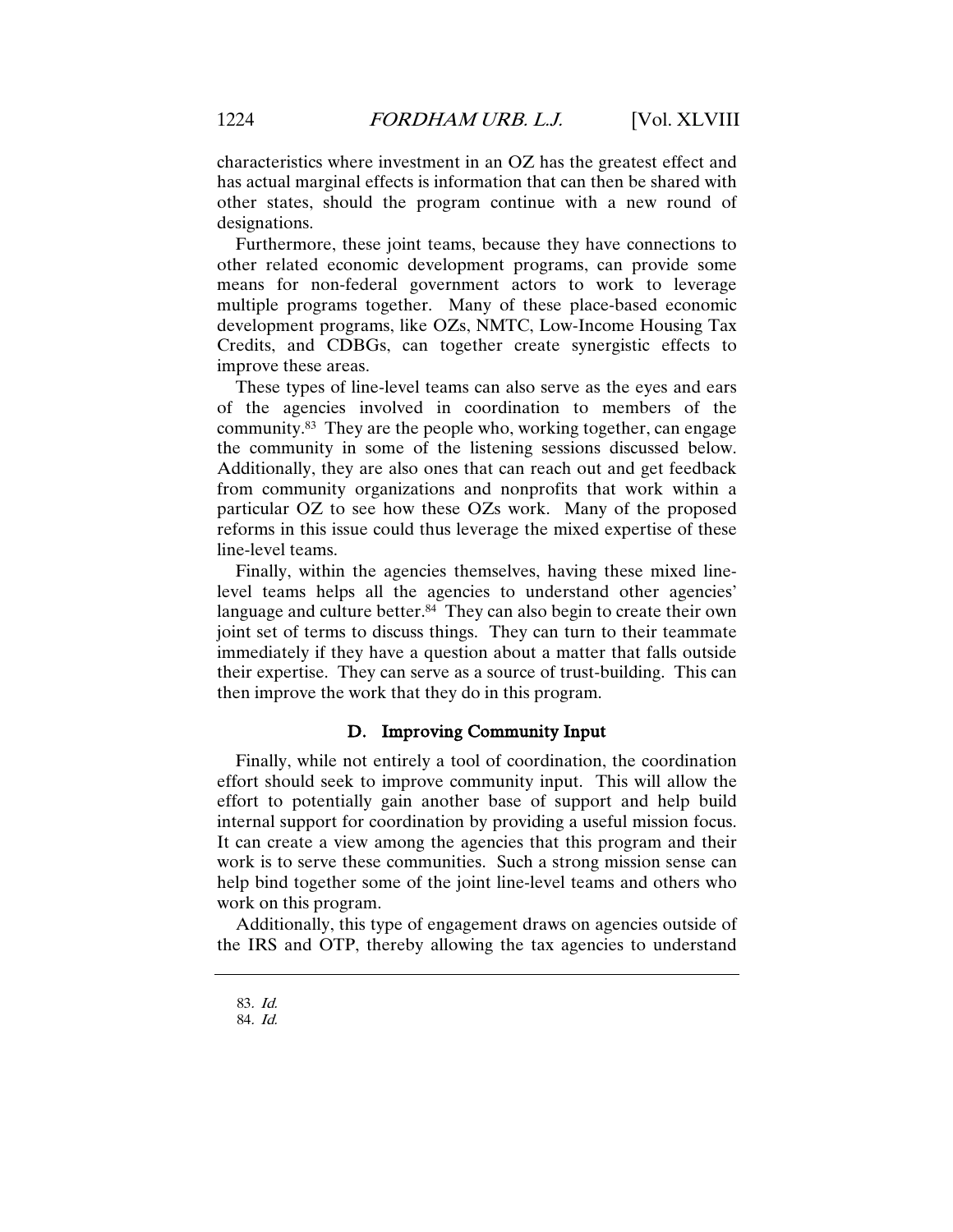characteristics where investment in an OZ has the greatest effect and has actual marginal effects is information that can then be shared with other states, should the program continue with a new round of designations.

Furthermore, these joint teams, because they have connections to other related economic development programs, can provide some means for non-federal government actors to work to leverage multiple programs together. Many of these place-based economic development programs, like OZs, NMTC, Low-Income Housing Tax Credits, and CDBGs, can together create synergistic effects to improve these areas.

These types of line-level teams can also serve as the eyes and ears of the agencies involved in coordination to members of the community.[83] They are the people who, working together, can engage the community in some of the listening sessions discussed below. Additionally, they are also ones that can reach out and get feedback from community organizations and nonprofits that work within a particular OZ to see how these OZs work. Many of the proposed reforms in this issue could thus leverage the mixed expertise of these line-level teams.

Finally, within the agencies themselves, having these mixed line-level teams helps all the agencies to understand other agencies' language and culture better.[84] They can also begin to create their own joint set of terms to discuss things. They can turn to their teammate immediately if they have a question about a matter that falls outside their expertise. They can serve as a source of trust-building. This can then improve the work that they do in this program.

### D. Improving Community Input

Finally, while not entirely a tool of coordination, the coordination effort should seek to improve community input. This will allow the effort to potentially gain another base of support and help build internal support for coordination by providing a useful mission focus. It can create a view among the agencies that this program and their work is to serve these communities. Such a strong mission sense can help bind together some of the joint line-level teams and others who work on this program.

Additionally, this type of engagement draws on agencies outside of the IRS and OTP, thereby allowing the tax agencies to understand

---

83. *Id.*

84. *Id.*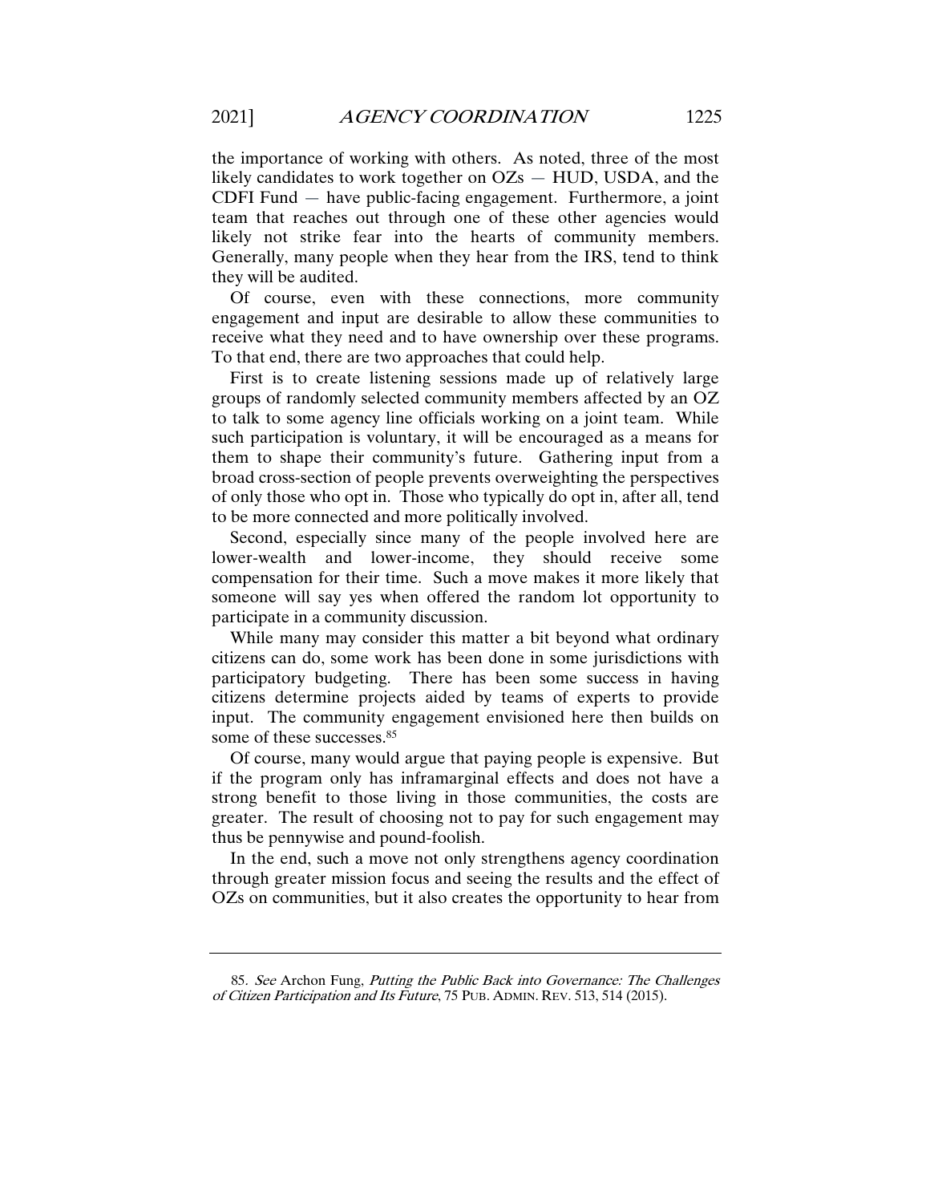the importance of working with others. As noted, three of the most likely candidates to work together on OZs — HUD, USDA, and the CDFI Fund — have public-facing engagement. Furthermore, a joint team that reaches out through one of these other agencies would likely not strike fear into the hearts of community members. Generally, many people when they hear from the IRS, tend to think they will be audited.

Of course, even with these connections, more community engagement and input are desirable to allow these communities to receive what they need and to have ownership over these programs. To that end, there are two approaches that could help.

First is to create listening sessions made up of relatively large groups of randomly selected community members affected by an OZ to talk to some agency line officials working on a joint team. While such participation is voluntary, it will be encouraged as a means for them to shape their community's future. Gathering input from a broad cross-section of people prevents overweighting the perspectives of only those who opt in. Those who typically do opt in, after all, tend to be more connected and more politically involved.

Second, especially since many of the people involved here are lower-wealth and lower-income, they should receive some compensation for their time. Such a move makes it more likely that someone will say yes when offered the random lot opportunity to participate in a community discussion.

While many may consider this matter a bit beyond what ordinary citizens can do, some work has been done in some jurisdictions with participatory budgeting. There has been some success in having citizens determine projects aided by teams of experts to provide input. The community engagement envisioned here then builds on some of these successes.[85]

Of course, many would argue that paying people is expensive. But if the program only has inframarginal effects and does not have a strong benefit to those living in those communities, the costs are greater. The result of choosing not to pay for such engagement may thus be pennywise and pound-foolish.

In the end, such a move not only strengthens agency coordination through greater mission focus and seeing the results and the effect of OZs on communities, but it also creates the opportunity to hear from

---

85. *See* Archon Fung, *Putting the Public Back into Governance: The Challenges of Citizen Participation and Its Future*, 75 PUB. ADMIN. REV. 513, 514 (2015).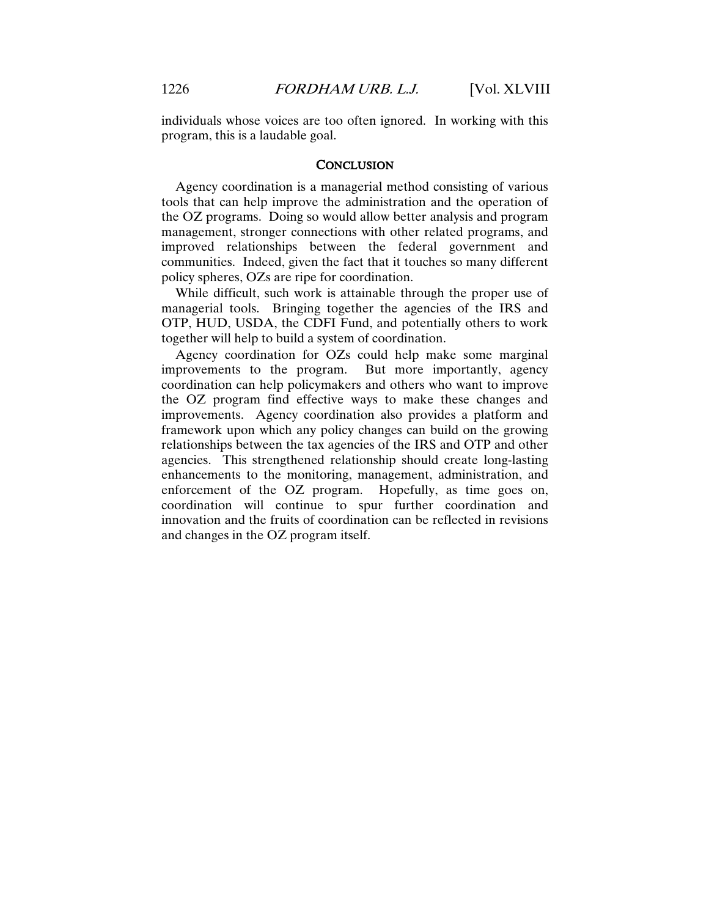individuals whose voices are too often ignored. In working with this program, this is a laudable goal.

## CONCLUSION

Agency coordination is a managerial method consisting of various tools that can help improve the administration and the operation of the OZ programs. Doing so would allow better analysis and program management, stronger connections with other related programs, and improved relationships between the federal government and communities. Indeed, given the fact that it touches so many different policy spheres, OZs are ripe for coordination.

While difficult, such work is attainable through the proper use of managerial tools. Bringing together the agencies of the IRS and OTP, HUD, USDA, the CDFI Fund, and potentially others to work together will help to build a system of coordination.

Agency coordination for OZs could help make some marginal improvements to the program. But more importantly, agency coordination can help policymakers and others who want to improve the OZ program find effective ways to make these changes and improvements. Agency coordination also provides a platform and framework upon which any policy changes can build on the growing relationships between the tax agencies of the IRS and OTP and other agencies. This strengthened relationship should create long-lasting enhancements to the monitoring, management, administration, and enforcement of the OZ program. Hopefully, as time goes on, coordination will continue to spur further coordination and innovation and the fruits of coordination can be reflected in revisions and changes in the OZ program itself.